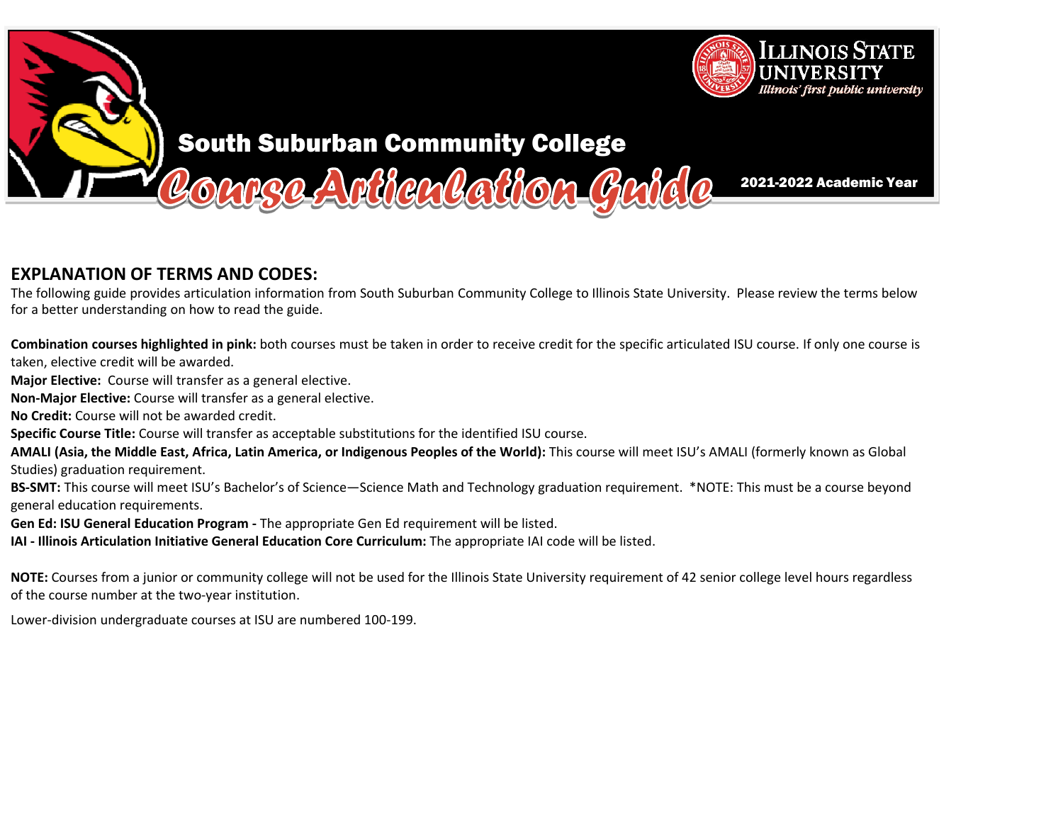# South Suburban Community College

# Course Articulation Guide

**2021-2022 Academic Year**

Illinois State University — Illinois' first public university

## EXPLANATION OF TERMS AND CODES:

The following guide provides articulation information from South Suburban Community College to Illinois State University. Please review the terms below for a better understanding on how to read the guide.

**Combination courses highlighted in pink:** both courses must be taken in order to receive credit for the specific articulated ISU course. If only one course is taken, elective credit will be awarded.

**Major Elective:** Course will transfer as a general elective.

**Non-Major Elective:** Course will transfer as a general elective.

**No Credit:** Course will not be awarded credit.

**Specific Course Title:** Course will transfer as acceptable substitutions for the identified ISU course.

**AMALI (Asia, the Middle East, Africa, Latin America, or Indigenous Peoples of the World):** This course will meet ISU's AMALI (formerly known as Global Studies) graduation requirement.

**BS-SMT:** This course will meet ISU's Bachelor's of Science—Science Math and Technology graduation requirement. *NOTE: This must be a course beyond general education requirements.

**Gen Ed: ISU General Education Program -** The appropriate Gen Ed requirement will be listed.

**IAI - Illinois Articulation Initiative General Education Core Curriculum:** The appropriate IAI code will be listed.

**NOTE:** Courses from a junior or community college will not be used for the Illinois State University requirement of 42 senior college level hours regardless of the course number at the two-year institution.

Lower-division undergraduate courses at ISU are numbered 100-199.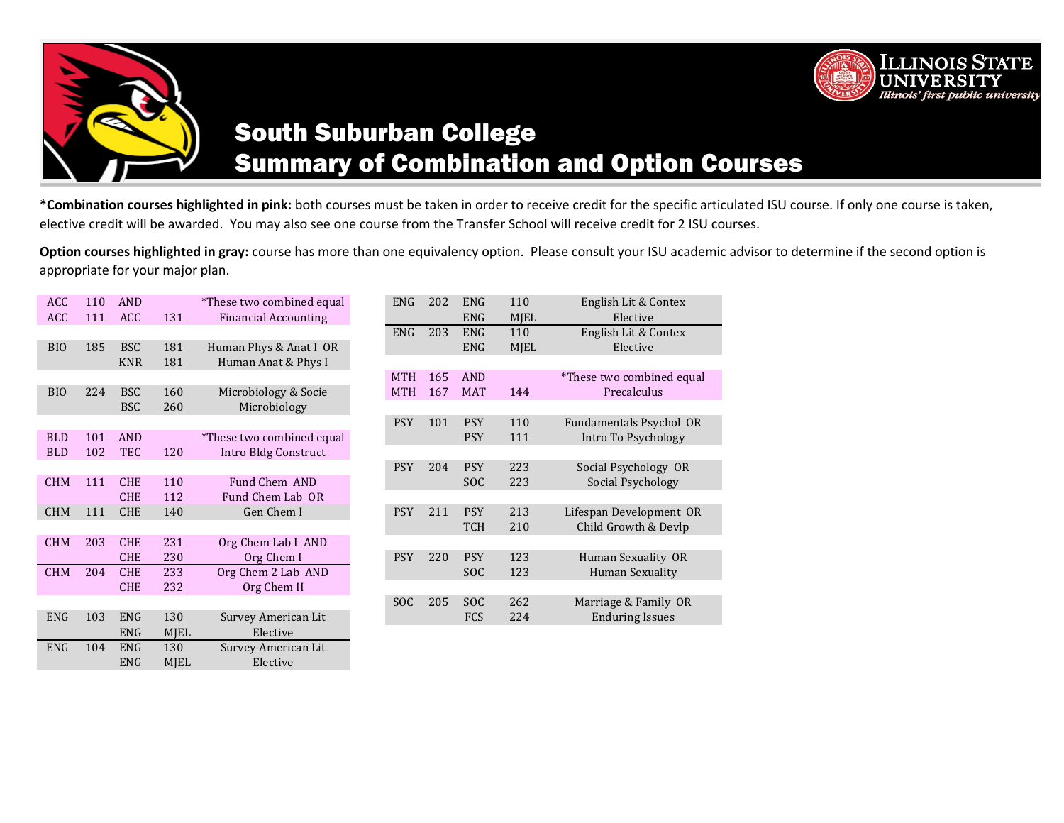# South Suburban College
## Summary of Combination and Option Courses

**\*Combination courses highlighted in pink:** both courses must be taken in order to receive credit for the specific articulated ISU course. If only one course is taken, elective credit will be awarded. You may also see one course from the Transfer School will receive credit for 2 ISU courses.

**Option courses highlighted in gray:** course has more than one equivalency option. Please consult your ISU academic advisor to determine if the second option is appropriate for your major plan.

| | | | | |
|---|---|---|---|---|
| ACC | 110 | AND | | *These two combined equal |
| ACC | 111 | ACC | 131 | Financial Accounting |
| | | | | |
| BIO | 185 | BSC | 181 | Human Phys & Anat I OR |
| | | KNR | 181 | Human Anat & Phys I |
| | | | | |
| BIO | 224 | BSC | 160 | Microbiology & Socie |
| | | BSC | 260 | Microbiology |
| | | | | |
| BLD | 101 | AND | | *These two combined equal |
| BLD | 102 | TEC | 120 | Intro Bldg Construct |
| | | | | |
| CHM | 111 | CHE | 110 | Fund Chem AND |
| | | CHE | 112 | Fund Chem Lab OR |
| CHM | 111 | CHE | 140 | Gen Chem I |
| | | | | |
| CHM | 203 | CHE | 231 | Org Chem Lab I AND |
| | | CHE | 230 | Org Chem I |
| CHM | 204 | CHE | 233 | Org Chem 2 Lab AND |
| | | CHE | 232 | Org Chem II |
| | | | | |
| ENG | 103 | ENG | 130 | Survey American Lit |
| | | ENG | MJEL | Elective |
| ENG | 104 | ENG | 130 | Survey American Lit |
| | | ENG | MJEL | Elective |
| | | | | |
| ENG | 202 | ENG | 110 | English Lit & Contex |
| | | ENG | MJEL | Elective |
| ENG | 203 | ENG | 110 | English Lit & Contex |
| | | ENG | MJEL | Elective |
| | | | | |
| MTH | 165 | AND | | *These two combined equal |
| MTH | 167 | MAT | 144 | Precalculus |
| | | | | |
| PSY | 101 | PSY | 110 | Fundamentals Psychol OR |
| | | PSY | 111 | Intro To Psychology |
| | | | | |
| PSY | 204 | PSY | 223 | Social Psychology OR |
| | | SOC | 223 | Social Psychology |
| | | | | |
| PSY | 211 | PSY | 213 | Lifespan Development OR |
| | | TCH | 210 | Child Growth & Devlp |
| | | | | |
| PSY | 220 | PSY | 123 | Human Sexuality OR |
| | | SOC | 123 | Human Sexuality |
| | | | | |
| SOC | 205 | SOC | 262 | Marriage & Family OR |
| | | FCS | 224 | Enduring Issues |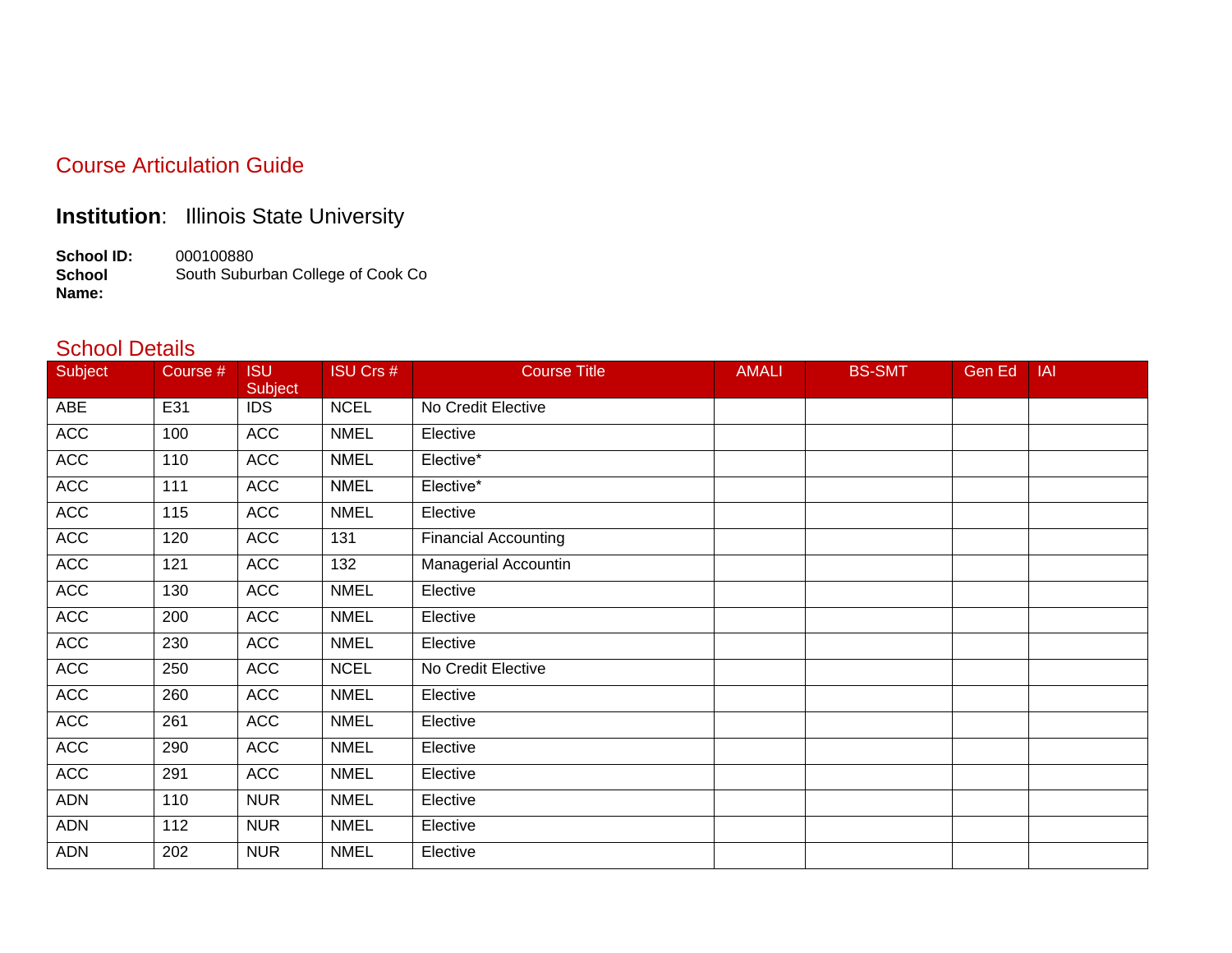## Course Articulation Guide

**Institution**: Illinois State University

**School ID:** 000100880
**School Name:** South Suburban College of Cook Co

## School Details

| Subject | Course # | ISU Subject | ISU Crs # | Course Title | AMALI | BS-SMT | Gen Ed | IAI |
|---|---|---|---|---|---|---|---|---|
| ABE | E31 | IDS | NCEL | No Credit Elective | | | | |
| ACC | 100 | ACC | NMEL | Elective | | | | |
| ACC | 110 | ACC | NMEL | Elective* | | | | |
| ACC | 111 | ACC | NMEL | Elective* | | | | |
| ACC | 115 | ACC | NMEL | Elective | | | | |
| ACC | 120 | ACC | 131 | Financial Accounting | | | | |
| ACC | 121 | ACC | 132 | Managerial Accountin | | | | |
| ACC | 130 | ACC | NMEL | Elective | | | | |
| ACC | 200 | ACC | NMEL | Elective | | | | |
| ACC | 230 | ACC | NMEL | Elective | | | | |
| ACC | 250 | ACC | NCEL | No Credit Elective | | | | |
| ACC | 260 | ACC | NMEL | Elective | | | | |
| ACC | 261 | ACC | NMEL | Elective | | | | |
| ACC | 290 | ACC | NMEL | Elective | | | | |
| ACC | 291 | ACC | NMEL | Elective | | | | |
| ADN | 110 | NUR | NMEL | Elective | | | | |
| ADN | 112 | NUR | NMEL | Elective | | | | |
| ADN | 202 | NUR | NMEL | Elective | | | | |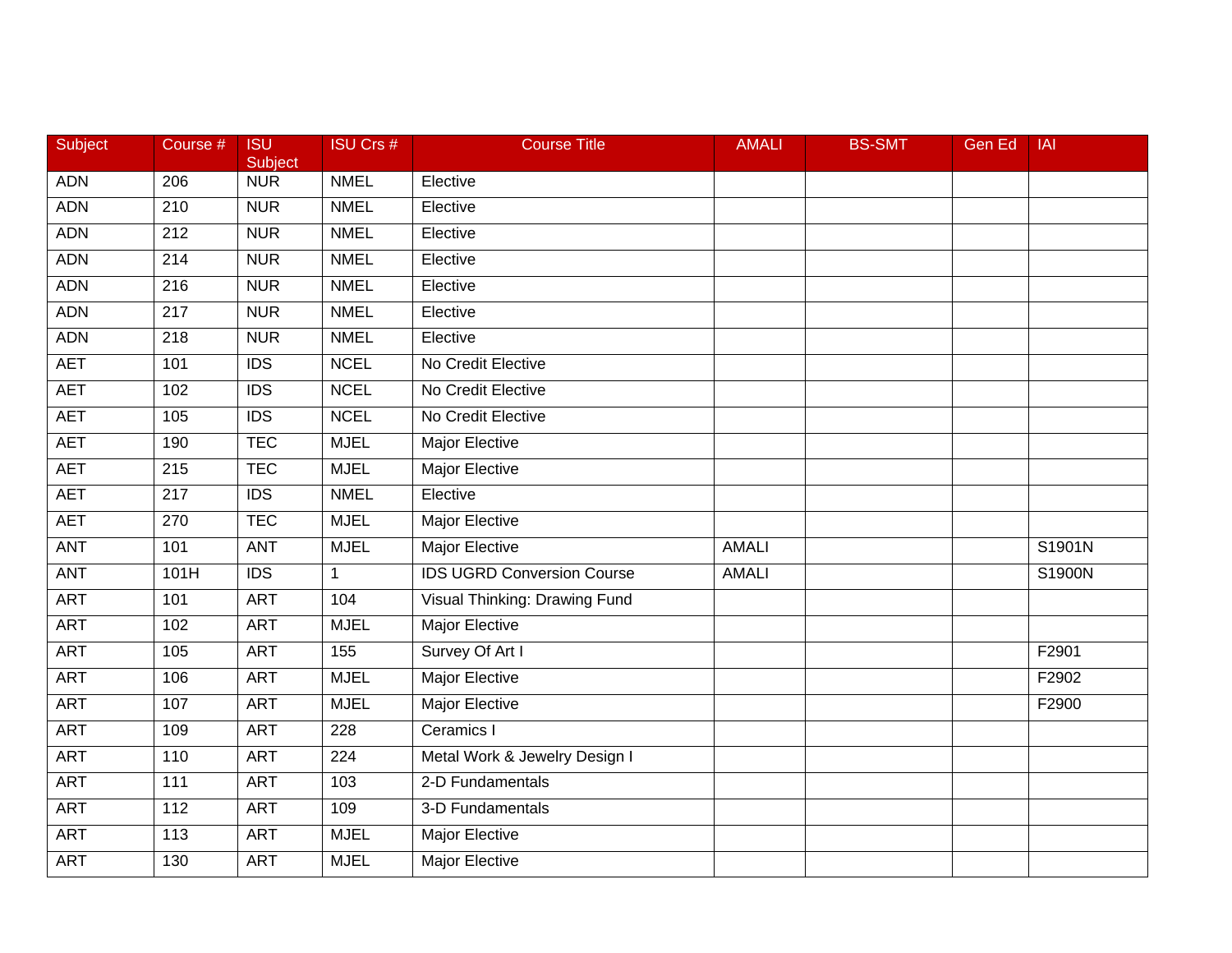| Subject | Course # | ISU Subject | ISU Crs # | Course Title | AMALI | BS-SMT | Gen Ed | IAI |
|---|---|---|---|---|---|---|---|---|
| ADN | 206 | NUR | NMEL | Elective | | | | |
| ADN | 210 | NUR | NMEL | Elective | | | | |
| ADN | 212 | NUR | NMEL | Elective | | | | |
| ADN | 214 | NUR | NMEL | Elective | | | | |
| ADN | 216 | NUR | NMEL | Elective | | | | |
| ADN | 217 | NUR | NMEL | Elective | | | | |
| ADN | 218 | NUR | NMEL | Elective | | | | |
| AET | 101 | IDS | NCEL | No Credit Elective | | | | |
| AET | 102 | IDS | NCEL | No Credit Elective | | | | |
| AET | 105 | IDS | NCEL | No Credit Elective | | | | |
| AET | 190 | TEC | MJEL | Major Elective | | | | |
| AET | 215 | TEC | MJEL | Major Elective | | | | |
| AET | 217 | IDS | NMEL | Elective | | | | |
| AET | 270 | TEC | MJEL | Major Elective | | | | |
| ANT | 101 | ANT | MJEL | Major Elective | AMALI | | | S1901N |
| ANT | 101H | IDS | 1 | IDS UGRD Conversion Course | AMALI | | | S1900N |
| ART | 101 | ART | 104 | Visual Thinking: Drawing Fund | | | | |
| ART | 102 | ART | MJEL | Major Elective | | | | |
| ART | 105 | ART | 155 | Survey Of Art I | | | | F2901 |
| ART | 106 | ART | MJEL | Major Elective | | | | F2902 |
| ART | 107 | ART | MJEL | Major Elective | | | | F2900 |
| ART | 109 | ART | 228 | Ceramics I | | | | |
| ART | 110 | ART | 224 | Metal Work & Jewelry Design I | | | | |
| ART | 111 | ART | 103 | 2-D Fundamentals | | | | |
| ART | 112 | ART | 109 | 3-D Fundamentals | | | | |
| ART | 113 | ART | MJEL | Major Elective | | | | |
| ART | 130 | ART | MJEL | Major Elective | | | | |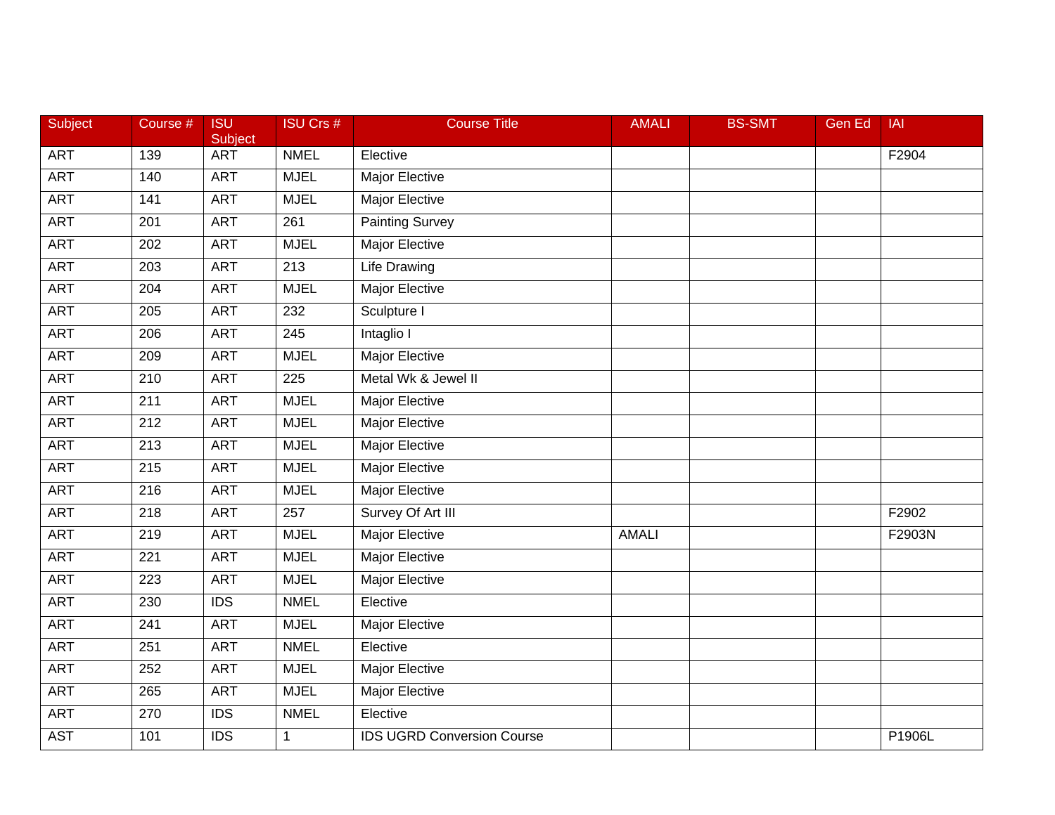| Subject | Course # | ISU Subject | ISU Crs # | Course Title | AMALI | BS-SMT | Gen Ed | IAI |
|---|---|---|---|---|---|---|---|---|
| ART | 139 | ART | NMEL | Elective | | | | F2904 |
| ART | 140 | ART | MJEL | Major Elective | | | | |
| ART | 141 | ART | MJEL | Major Elective | | | | |
| ART | 201 | ART | 261 | Painting Survey | | | | |
| ART | 202 | ART | MJEL | Major Elective | | | | |
| ART | 203 | ART | 213 | Life Drawing | | | | |
| ART | 204 | ART | MJEL | Major Elective | | | | |
| ART | 205 | ART | 232 | Sculpture I | | | | |
| ART | 206 | ART | 245 | Intaglio I | | | | |
| ART | 209 | ART | MJEL | Major Elective | | | | |
| ART | 210 | ART | 225 | Metal Wk & Jewel II | | | | |
| ART | 211 | ART | MJEL | Major Elective | | | | |
| ART | 212 | ART | MJEL | Major Elective | | | | |
| ART | 213 | ART | MJEL | Major Elective | | | | |
| ART | 215 | ART | MJEL | Major Elective | | | | |
| ART | 216 | ART | MJEL | Major Elective | | | | |
| ART | 218 | ART | 257 | Survey Of Art III | | | | F2902 |
| ART | 219 | ART | MJEL | Major Elective | AMALI | | | F2903N |
| ART | 221 | ART | MJEL | Major Elective | | | | |
| ART | 223 | ART | MJEL | Major Elective | | | | |
| ART | 230 | IDS | NMEL | Elective | | | | |
| ART | 241 | ART | MJEL | Major Elective | | | | |
| ART | 251 | ART | NMEL | Elective | | | | |
| ART | 252 | ART | MJEL | Major Elective | | | | |
| ART | 265 | ART | MJEL | Major Elective | | | | |
| ART | 270 | IDS | NMEL | Elective | | | | |
| AST | 101 | IDS | 1 | IDS UGRD Conversion Course | | | | P1906L |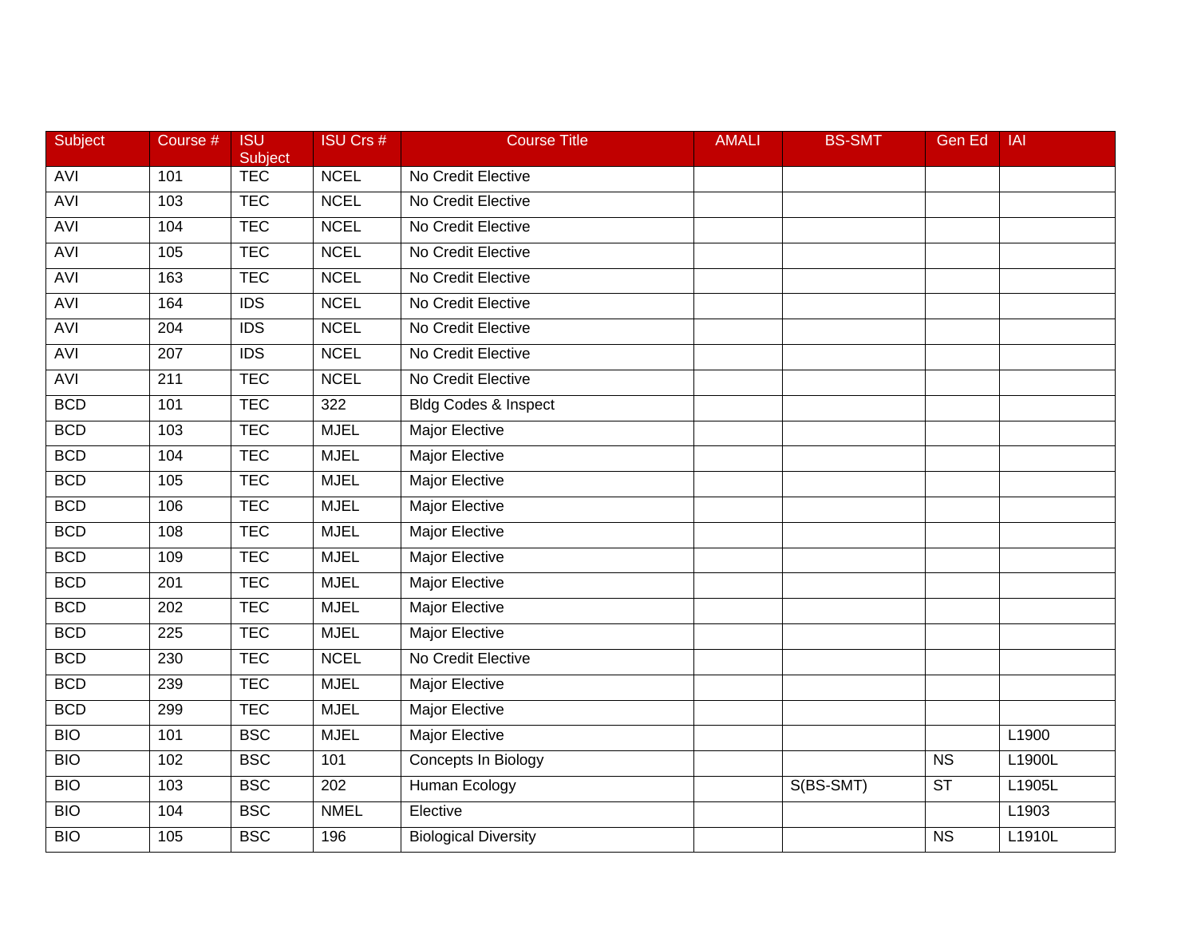| Subject | Course # | ISU Subject | ISU Crs # | Course Title | AMALI | BS-SMT | Gen Ed | IAI |
|---|---|---|---|---|---|---|---|---|
| AVI | 101 | TEC | NCEL | No Credit Elective | | | | |
| AVI | 103 | TEC | NCEL | No Credit Elective | | | | |
| AVI | 104 | TEC | NCEL | No Credit Elective | | | | |
| AVI | 105 | TEC | NCEL | No Credit Elective | | | | |
| AVI | 163 | TEC | NCEL | No Credit Elective | | | | |
| AVI | 164 | IDS | NCEL | No Credit Elective | | | | |
| AVI | 204 | IDS | NCEL | No Credit Elective | | | | |
| AVI | 207 | IDS | NCEL | No Credit Elective | | | | |
| AVI | 211 | TEC | NCEL | No Credit Elective | | | | |
| BCD | 101 | TEC | 322 | Bldg Codes & Inspect | | | | |
| BCD | 103 | TEC | MJEL | Major Elective | | | | |
| BCD | 104 | TEC | MJEL | Major Elective | | | | |
| BCD | 105 | TEC | MJEL | Major Elective | | | | |
| BCD | 106 | TEC | MJEL | Major Elective | | | | |
| BCD | 108 | TEC | MJEL | Major Elective | | | | |
| BCD | 109 | TEC | MJEL | Major Elective | | | | |
| BCD | 201 | TEC | MJEL | Major Elective | | | | |
| BCD | 202 | TEC | MJEL | Major Elective | | | | |
| BCD | 225 | TEC | MJEL | Major Elective | | | | |
| BCD | 230 | TEC | NCEL | No Credit Elective | | | | |
| BCD | 239 | TEC | MJEL | Major Elective | | | | |
| BCD | 299 | TEC | MJEL | Major Elective | | | | |
| BIO | 101 | BSC | MJEL | Major Elective | | | | L1900 |
| BIO | 102 | BSC | 101 | Concepts In Biology | | | NS | L1900L |
| BIO | 103 | BSC | 202 | Human Ecology | | S(BS-SMT) | ST | L1905L |
| BIO | 104 | BSC | NMEL | Elective | | | | L1903 |
| BIO | 105 | BSC | 196 | Biological Diversity | | | NS | L1910L |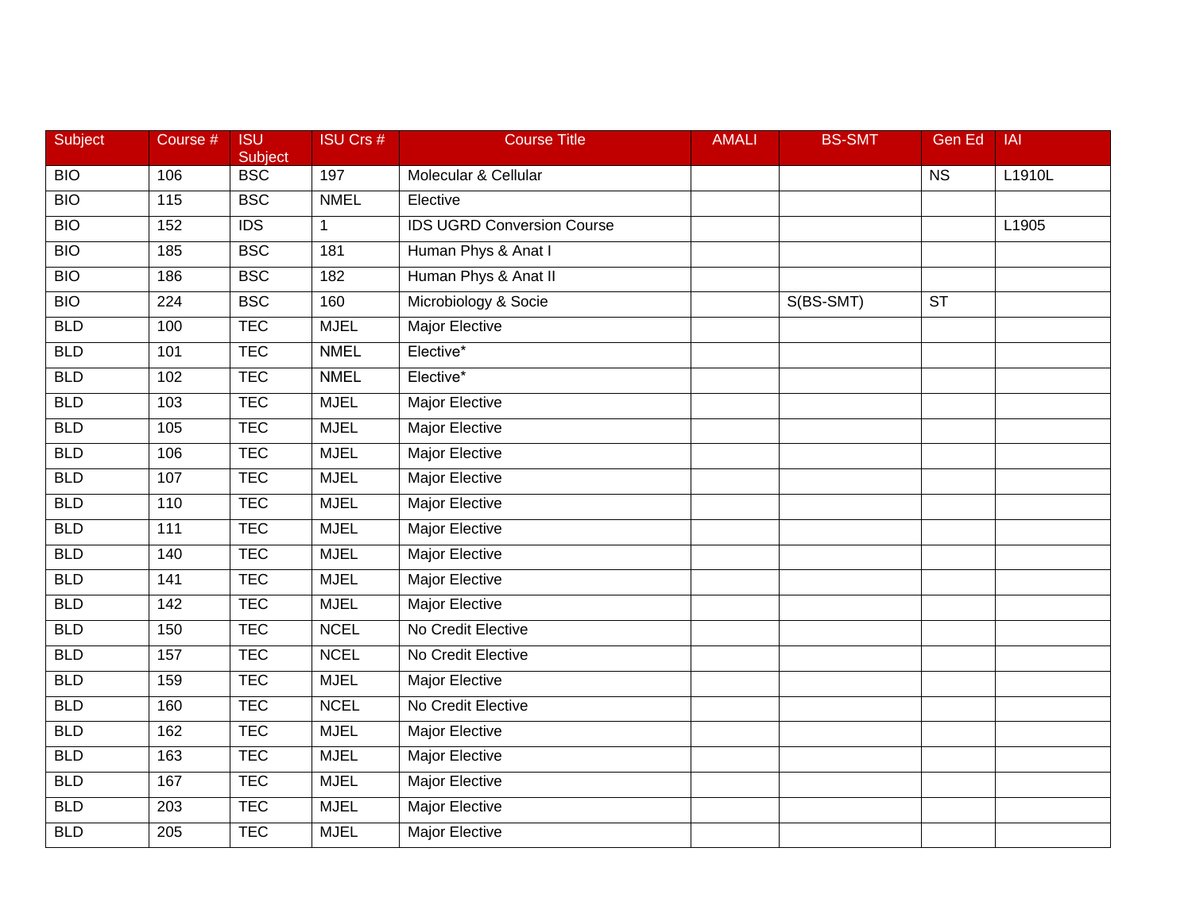| Subject | Course # | ISU Subject | ISU Crs # | Course Title | AMALI | BS-SMT | Gen Ed | IAI |
|---|---|---|---|---|---|---|---|---|
| BIO | 106 | BSC | 197 | Molecular & Cellular | | | NS | L1910L |
| BIO | 115 | BSC | NMEL | Elective | | | | |
| BIO | 152 | IDS | 1 | IDS UGRD Conversion Course | | | | L1905 |
| BIO | 185 | BSC | 181 | Human Phys & Anat I | | | | |
| BIO | 186 | BSC | 182 | Human Phys & Anat II | | | | |
| BIO | 224 | BSC | 160 | Microbiology & Socie | | S(BS-SMT) | ST | |
| BLD | 100 | TEC | MJEL | Major Elective | | | | |
| BLD | 101 | TEC | NMEL | Elective* | | | | |
| BLD | 102 | TEC | NMEL | Elective* | | | | |
| BLD | 103 | TEC | MJEL | Major Elective | | | | |
| BLD | 105 | TEC | MJEL | Major Elective | | | | |
| BLD | 106 | TEC | MJEL | Major Elective | | | | |
| BLD | 107 | TEC | MJEL | Major Elective | | | | |
| BLD | 110 | TEC | MJEL | Major Elective | | | | |
| BLD | 111 | TEC | MJEL | Major Elective | | | | |
| BLD | 140 | TEC | MJEL | Major Elective | | | | |
| BLD | 141 | TEC | MJEL | Major Elective | | | | |
| BLD | 142 | TEC | MJEL | Major Elective | | | | |
| BLD | 150 | TEC | NCEL | No Credit Elective | | | | |
| BLD | 157 | TEC | NCEL | No Credit Elective | | | | |
| BLD | 159 | TEC | MJEL | Major Elective | | | | |
| BLD | 160 | TEC | NCEL | No Credit Elective | | | | |
| BLD | 162 | TEC | MJEL | Major Elective | | | | |
| BLD | 163 | TEC | MJEL | Major Elective | | | | |
| BLD | 167 | TEC | MJEL | Major Elective | | | | |
| BLD | 203 | TEC | MJEL | Major Elective | | | | |
| BLD | 205 | TEC | MJEL | Major Elective | | | | |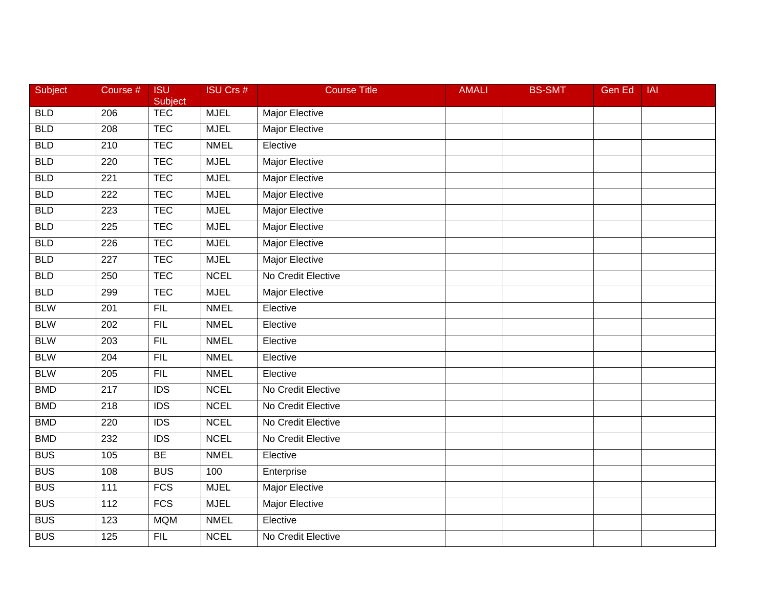| Subject | Course # | ISU Subject | ISU Crs # | Course Title | AMALI | BS-SMT | Gen Ed | IAI |
|---|---|---|---|---|---|---|---|---|
| BLD | 206 | TEC | MJEL | Major Elective | | | | |
| BLD | 208 | TEC | MJEL | Major Elective | | | | |
| BLD | 210 | TEC | NMEL | Elective | | | | |
| BLD | 220 | TEC | MJEL | Major Elective | | | | |
| BLD | 221 | TEC | MJEL | Major Elective | | | | |
| BLD | 222 | TEC | MJEL | Major Elective | | | | |
| BLD | 223 | TEC | MJEL | Major Elective | | | | |
| BLD | 225 | TEC | MJEL | Major Elective | | | | |
| BLD | 226 | TEC | MJEL | Major Elective | | | | |
| BLD | 227 | TEC | MJEL | Major Elective | | | | |
| BLD | 250 | TEC | NCEL | No Credit Elective | | | | |
| BLD | 299 | TEC | MJEL | Major Elective | | | | |
| BLW | 201 | FIL | NMEL | Elective | | | | |
| BLW | 202 | FIL | NMEL | Elective | | | | |
| BLW | 203 | FIL | NMEL | Elective | | | | |
| BLW | 204 | FIL | NMEL | Elective | | | | |
| BLW | 205 | FIL | NMEL | Elective | | | | |
| BMD | 217 | IDS | NCEL | No Credit Elective | | | | |
| BMD | 218 | IDS | NCEL | No Credit Elective | | | | |
| BMD | 220 | IDS | NCEL | No Credit Elective | | | | |
| BMD | 232 | IDS | NCEL | No Credit Elective | | | | |
| BUS | 105 | BE | NMEL | Elective | | | | |
| BUS | 108 | BUS | 100 | Enterprise | | | | |
| BUS | 111 | FCS | MJEL | Major Elective | | | | |
| BUS | 112 | FCS | MJEL | Major Elective | | | | |
| BUS | 123 | MQM | NMEL | Elective | | | | |
| BUS | 125 | FIL | NCEL | No Credit Elective | | | | |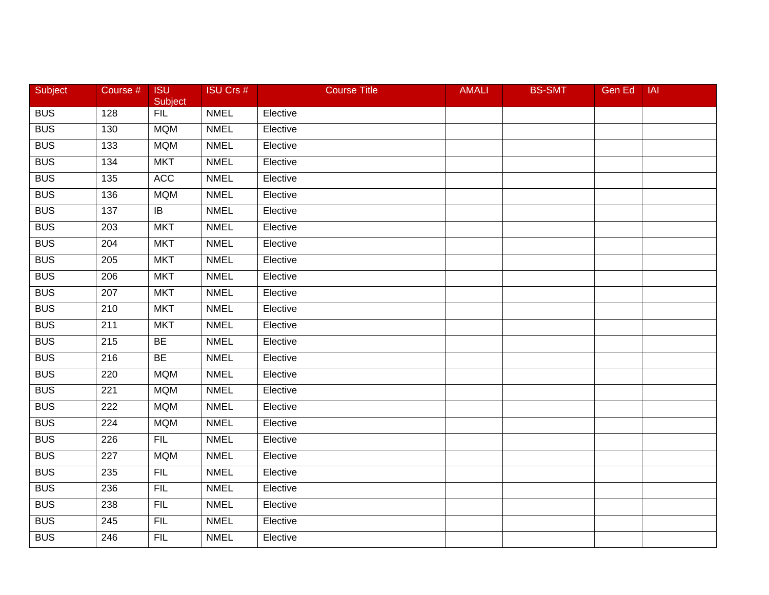| Subject | Course # | ISU Subject | ISU Crs # | Course Title | AMALI | BS-SMT | Gen Ed | IAI |
|---|---|---|---|---|---|---|---|---|
| BUS | 128 | FIL | NMEL | Elective | | | | |
| BUS | 130 | MQM | NMEL | Elective | | | | |
| BUS | 133 | MQM | NMEL | Elective | | | | |
| BUS | 134 | MKT | NMEL | Elective | | | | |
| BUS | 135 | ACC | NMEL | Elective | | | | |
| BUS | 136 | MQM | NMEL | Elective | | | | |
| BUS | 137 | IB | NMEL | Elective | | | | |
| BUS | 203 | MKT | NMEL | Elective | | | | |
| BUS | 204 | MKT | NMEL | Elective | | | | |
| BUS | 205 | MKT | NMEL | Elective | | | | |
| BUS | 206 | MKT | NMEL | Elective | | | | |
| BUS | 207 | MKT | NMEL | Elective | | | | |
| BUS | 210 | MKT | NMEL | Elective | | | | |
| BUS | 211 | MKT | NMEL | Elective | | | | |
| BUS | 215 | BE | NMEL | Elective | | | | |
| BUS | 216 | BE | NMEL | Elective | | | | |
| BUS | 220 | MQM | NMEL | Elective | | | | |
| BUS | 221 | MQM | NMEL | Elective | | | | |
| BUS | 222 | MQM | NMEL | Elective | | | | |
| BUS | 224 | MQM | NMEL | Elective | | | | |
| BUS | 226 | FIL | NMEL | Elective | | | | |
| BUS | 227 | MQM | NMEL | Elective | | | | |
| BUS | 235 | FIL | NMEL | Elective | | | | |
| BUS | 236 | FIL | NMEL | Elective | | | | |
| BUS | 238 | FIL | NMEL | Elective | | | | |
| BUS | 245 | FIL | NMEL | Elective | | | | |
| BUS | 246 | FIL | NMEL | Elective | | | | |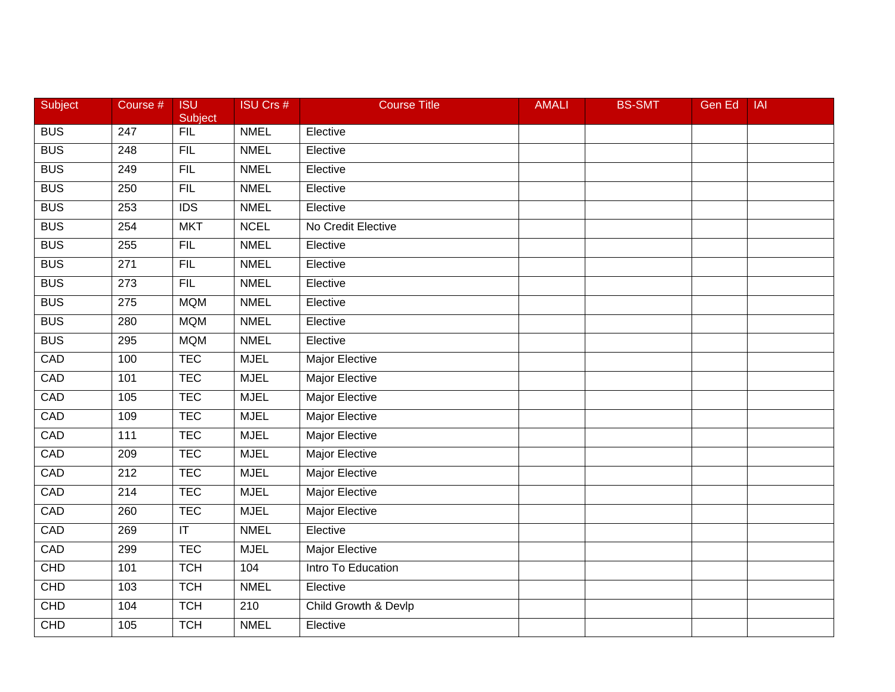| Subject | Course # | ISU Subject | ISU Crs # | Course Title | AMALI | BS-SMT | Gen Ed | IAI |
|---|---|---|---|---|---|---|---|---|
| BUS | 247 | FIL | NMEL | Elective | | | | |
| BUS | 248 | FIL | NMEL | Elective | | | | |
| BUS | 249 | FIL | NMEL | Elective | | | | |
| BUS | 250 | FIL | NMEL | Elective | | | | |
| BUS | 253 | IDS | NMEL | Elective | | | | |
| BUS | 254 | MKT | NCEL | No Credit Elective | | | | |
| BUS | 255 | FIL | NMEL | Elective | | | | |
| BUS | 271 | FIL | NMEL | Elective | | | | |
| BUS | 273 | FIL | NMEL | Elective | | | | |
| BUS | 275 | MQM | NMEL | Elective | | | | |
| BUS | 280 | MQM | NMEL | Elective | | | | |
| BUS | 295 | MQM | NMEL | Elective | | | | |
| CAD | 100 | TEC | MJEL | Major Elective | | | | |
| CAD | 101 | TEC | MJEL | Major Elective | | | | |
| CAD | 105 | TEC | MJEL | Major Elective | | | | |
| CAD | 109 | TEC | MJEL | Major Elective | | | | |
| CAD | 111 | TEC | MJEL | Major Elective | | | | |
| CAD | 209 | TEC | MJEL | Major Elective | | | | |
| CAD | 212 | TEC | MJEL | Major Elective | | | | |
| CAD | 214 | TEC | MJEL | Major Elective | | | | |
| CAD | 260 | TEC | MJEL | Major Elective | | | | |
| CAD | 269 | IT | NMEL | Elective | | | | |
| CAD | 299 | TEC | MJEL | Major Elective | | | | |
| CHD | 101 | TCH | 104 | Intro To Education | | | | |
| CHD | 103 | TCH | NMEL | Elective | | | | |
| CHD | 104 | TCH | 210 | Child Growth & Devlp | | | | |
| CHD | 105 | TCH | NMEL | Elective | | | | |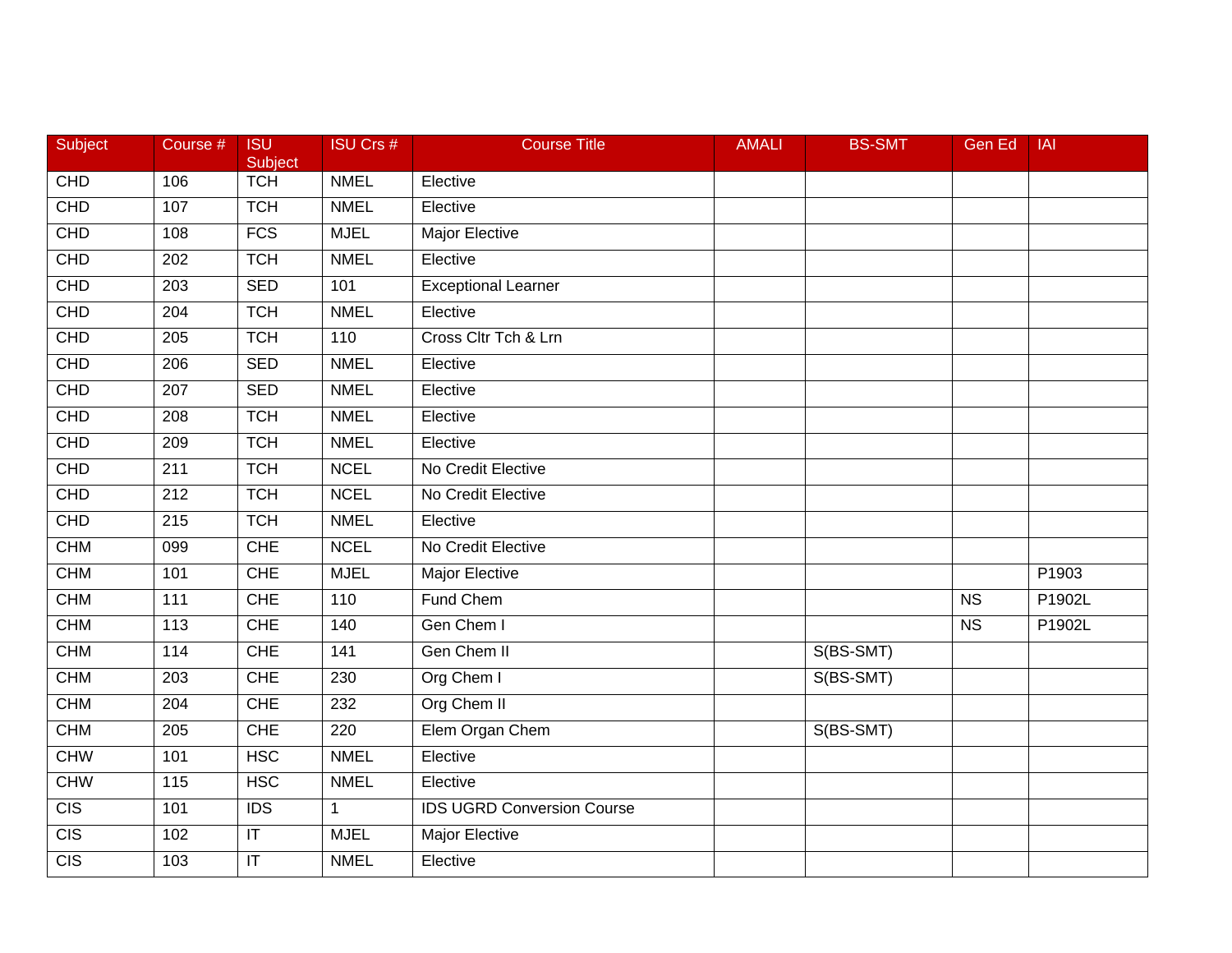| Subject | Course # | ISU Subject | ISU Crs # | Course Title | AMALI | BS-SMT | Gen Ed | IAI |
|---|---|---|---|---|---|---|---|---|
| CHD | 106 | TCH | NMEL | Elective | | | | |
| CHD | 107 | TCH | NMEL | Elective | | | | |
| CHD | 108 | FCS | MJEL | Major Elective | | | | |
| CHD | 202 | TCH | NMEL | Elective | | | | |
| CHD | 203 | SED | 101 | Exceptional Learner | | | | |
| CHD | 204 | TCH | NMEL | Elective | | | | |
| CHD | 205 | TCH | 110 | Cross Cltr Tch & Lrn | | | | |
| CHD | 206 | SED | NMEL | Elective | | | | |
| CHD | 207 | SED | NMEL | Elective | | | | |
| CHD | 208 | TCH | NMEL | Elective | | | | |
| CHD | 209 | TCH | NMEL | Elective | | | | |
| CHD | 211 | TCH | NCEL | No Credit Elective | | | | |
| CHD | 212 | TCH | NCEL | No Credit Elective | | | | |
| CHD | 215 | TCH | NMEL | Elective | | | | |
| CHM | 099 | CHE | NCEL | No Credit Elective | | | | |
| CHM | 101 | CHE | MJEL | Major Elective | | | | P1903 |
| CHM | 111 | CHE | 110 | Fund Chem | | | NS | P1902L |
| CHM | 113 | CHE | 140 | Gen Chem I | | | NS | P1902L |
| CHM | 114 | CHE | 141 | Gen Chem II | | S(BS-SMT) | | |
| CHM | 203 | CHE | 230 | Org Chem I | | S(BS-SMT) | | |
| CHM | 204 | CHE | 232 | Org Chem II | | | | |
| CHM | 205 | CHE | 220 | Elem Organ Chem | | S(BS-SMT) | | |
| CHW | 101 | HSC | NMEL | Elective | | | | |
| CHW | 115 | HSC | NMEL | Elective | | | | |
| CIS | 101 | IDS | 1 | IDS UGRD Conversion Course | | | | |
| CIS | 102 | IT | MJEL | Major Elective | | | | |
| CIS | 103 | IT | NMEL | Elective | | | | |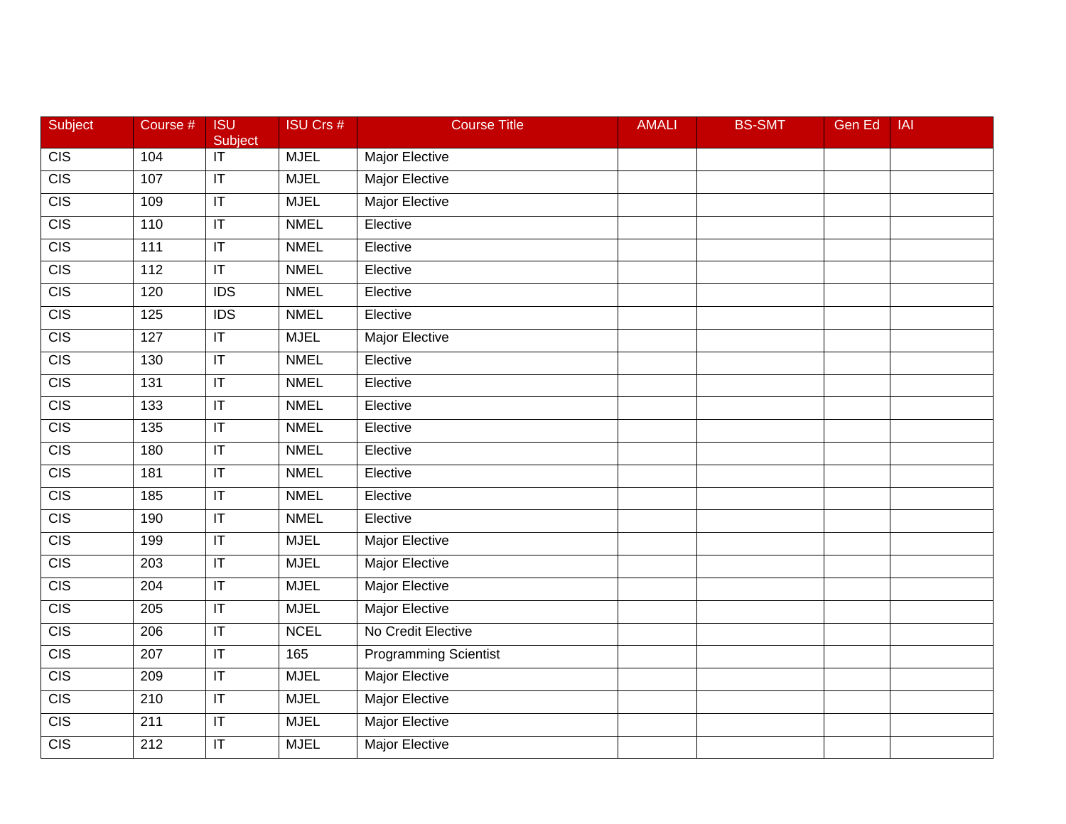| Subject | Course # | ISU Subject | ISU Crs # | Course Title | AMALI | BS-SMT | Gen Ed | IAI |
|---|---|---|---|---|---|---|---|---|
| CIS | 104 | IT | MJEL | Major Elective | | | | |
| CIS | 107 | IT | MJEL | Major Elective | | | | |
| CIS | 109 | IT | MJEL | Major Elective | | | | |
| CIS | 110 | IT | NMEL | Elective | | | | |
| CIS | 111 | IT | NMEL | Elective | | | | |
| CIS | 112 | IT | NMEL | Elective | | | | |
| CIS | 120 | IDS | NMEL | Elective | | | | |
| CIS | 125 | IDS | NMEL | Elective | | | | |
| CIS | 127 | IT | MJEL | Major Elective | | | | |
| CIS | 130 | IT | NMEL | Elective | | | | |
| CIS | 131 | IT | NMEL | Elective | | | | |
| CIS | 133 | IT | NMEL | Elective | | | | |
| CIS | 135 | IT | NMEL | Elective | | | | |
| CIS | 180 | IT | NMEL | Elective | | | | |
| CIS | 181 | IT | NMEL | Elective | | | | |
| CIS | 185 | IT | NMEL | Elective | | | | |
| CIS | 190 | IT | NMEL | Elective | | | | |
| CIS | 199 | IT | MJEL | Major Elective | | | | |
| CIS | 203 | IT | MJEL | Major Elective | | | | |
| CIS | 204 | IT | MJEL | Major Elective | | | | |
| CIS | 205 | IT | MJEL | Major Elective | | | | |
| CIS | 206 | IT | NCEL | No Credit Elective | | | | |
| CIS | 207 | IT | 165 | Programming Scientist | | | | |
| CIS | 209 | IT | MJEL | Major Elective | | | | |
| CIS | 210 | IT | MJEL | Major Elective | | | | |
| CIS | 211 | IT | MJEL | Major Elective | | | | |
| CIS | 212 | IT | MJEL | Major Elective | | | | |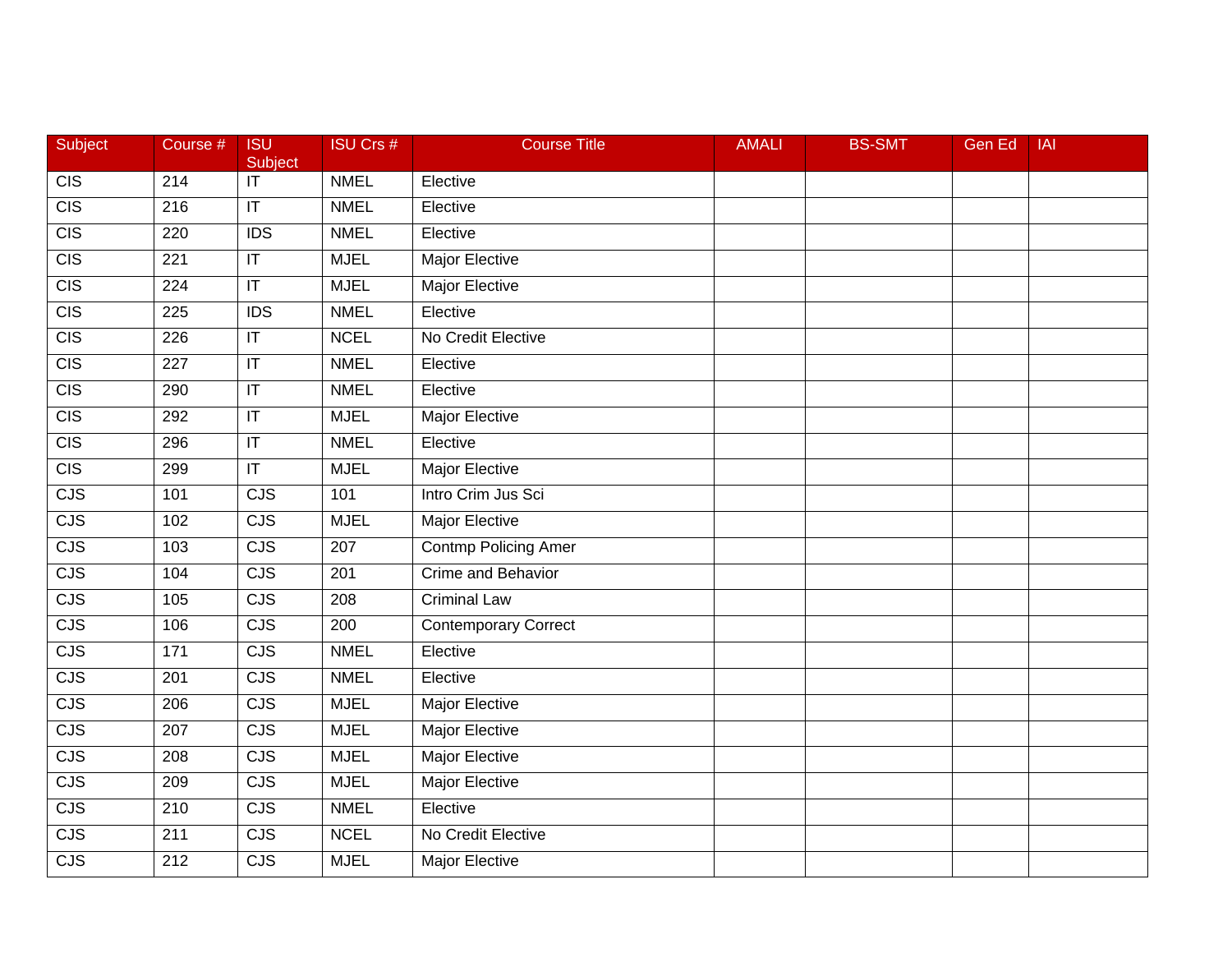| Subject | Course # | ISU Subject | ISU Crs # | Course Title | AMALI | BS-SMT | Gen Ed | IAI |
|---|---|---|---|---|---|---|---|---|
| CIS | 214 | IT | NMEL | Elective | | | | |
| CIS | 216 | IT | NMEL | Elective | | | | |
| CIS | 220 | IDS | NMEL | Elective | | | | |
| CIS | 221 | IT | MJEL | Major Elective | | | | |
| CIS | 224 | IT | MJEL | Major Elective | | | | |
| CIS | 225 | IDS | NMEL | Elective | | | | |
| CIS | 226 | IT | NCEL | No Credit Elective | | | | |
| CIS | 227 | IT | NMEL | Elective | | | | |
| CIS | 290 | IT | NMEL | Elective | | | | |
| CIS | 292 | IT | MJEL | Major Elective | | | | |
| CIS | 296 | IT | NMEL | Elective | | | | |
| CIS | 299 | IT | MJEL | Major Elective | | | | |
| CJS | 101 | CJS | 101 | Intro Crim Jus Sci | | | | |
| CJS | 102 | CJS | MJEL | Major Elective | | | | |
| CJS | 103 | CJS | 207 | Contmp Policing Amer | | | | |
| CJS | 104 | CJS | 201 | Crime and Behavior | | | | |
| CJS | 105 | CJS | 208 | Criminal Law | | | | |
| CJS | 106 | CJS | 200 | Contemporary Correct | | | | |
| CJS | 171 | CJS | NMEL | Elective | | | | |
| CJS | 201 | CJS | NMEL | Elective | | | | |
| CJS | 206 | CJS | MJEL | Major Elective | | | | |
| CJS | 207 | CJS | MJEL | Major Elective | | | | |
| CJS | 208 | CJS | MJEL | Major Elective | | | | |
| CJS | 209 | CJS | MJEL | Major Elective | | | | |
| CJS | 210 | CJS | NMEL | Elective | | | | |
| CJS | 211 | CJS | NCEL | No Credit Elective | | | | |
| CJS | 212 | CJS | MJEL | Major Elective | | | | |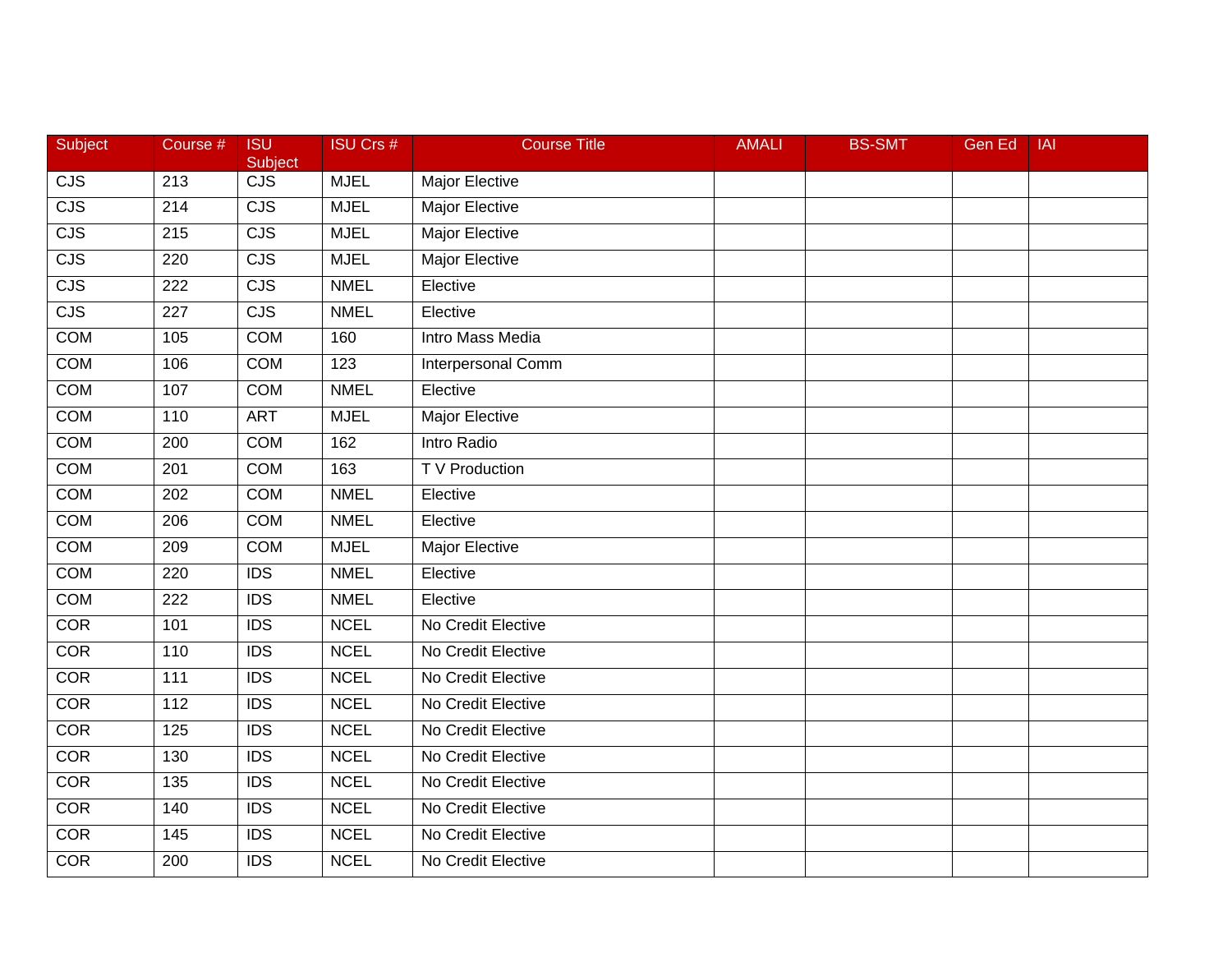| Subject | Course # | ISU Subject | ISU Crs # | Course Title | AMALI | BS-SMT | Gen Ed | IAI |
|---|---|---|---|---|---|---|---|---|
| CJS | 213 | CJS | MJEL | Major Elective | | | | |
| CJS | 214 | CJS | MJEL | Major Elective | | | | |
| CJS | 215 | CJS | MJEL | Major Elective | | | | |
| CJS | 220 | CJS | MJEL | Major Elective | | | | |
| CJS | 222 | CJS | NMEL | Elective | | | | |
| CJS | 227 | CJS | NMEL | Elective | | | | |
| COM | 105 | COM | 160 | Intro Mass Media | | | | |
| COM | 106 | COM | 123 | Interpersonal Comm | | | | |
| COM | 107 | COM | NMEL | Elective | | | | |
| COM | 110 | ART | MJEL | Major Elective | | | | |
| COM | 200 | COM | 162 | Intro Radio | | | | |
| COM | 201 | COM | 163 | T V Production | | | | |
| COM | 202 | COM | NMEL | Elective | | | | |
| COM | 206 | COM | NMEL | Elective | | | | |
| COM | 209 | COM | MJEL | Major Elective | | | | |
| COM | 220 | IDS | NMEL | Elective | | | | |
| COM | 222 | IDS | NMEL | Elective | | | | |
| COR | 101 | IDS | NCEL | No Credit Elective | | | | |
| COR | 110 | IDS | NCEL | No Credit Elective | | | | |
| COR | 111 | IDS | NCEL | No Credit Elective | | | | |
| COR | 112 | IDS | NCEL | No Credit Elective | | | | |
| COR | 125 | IDS | NCEL | No Credit Elective | | | | |
| COR | 130 | IDS | NCEL | No Credit Elective | | | | |
| COR | 135 | IDS | NCEL | No Credit Elective | | | | |
| COR | 140 | IDS | NCEL | No Credit Elective | | | | |
| COR | 145 | IDS | NCEL | No Credit Elective | | | | |
| COR | 200 | IDS | NCEL | No Credit Elective | | | | |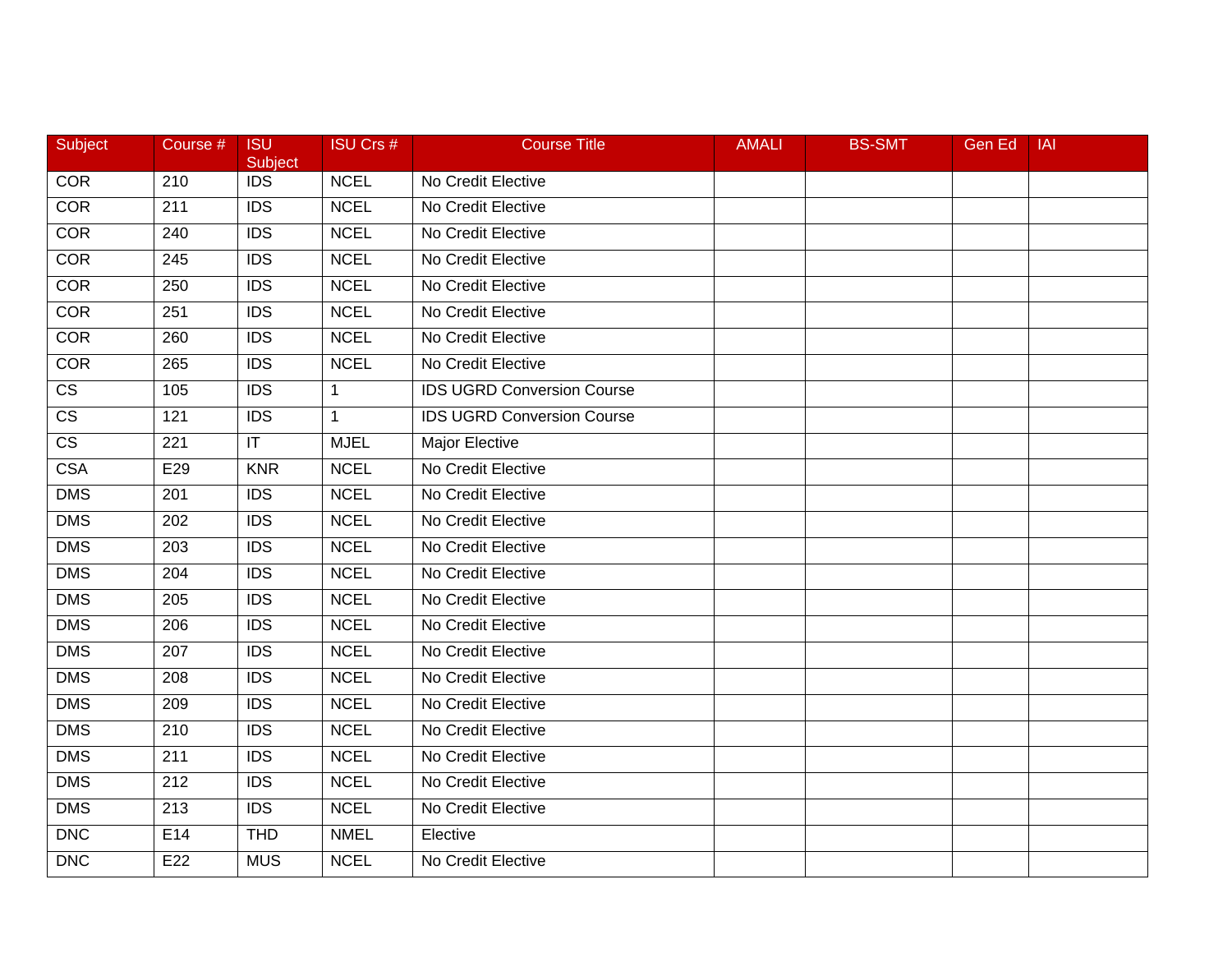| Subject | Course # | ISU Subject | ISU Crs # | Course Title | AMALI | BS-SMT | Gen Ed | IAI |
|---|---|---|---|---|---|---|---|---|
| COR | 210 | IDS | NCEL | No Credit Elective | | | | |
| COR | 211 | IDS | NCEL | No Credit Elective | | | | |
| COR | 240 | IDS | NCEL | No Credit Elective | | | | |
| COR | 245 | IDS | NCEL | No Credit Elective | | | | |
| COR | 250 | IDS | NCEL | No Credit Elective | | | | |
| COR | 251 | IDS | NCEL | No Credit Elective | | | | |
| COR | 260 | IDS | NCEL | No Credit Elective | | | | |
| COR | 265 | IDS | NCEL | No Credit Elective | | | | |
| CS | 105 | IDS | 1 | IDS UGRD Conversion Course | | | | |
| CS | 121 | IDS | 1 | IDS UGRD Conversion Course | | | | |
| CS | 221 | IT | MJEL | Major Elective | | | | |
| CSA | E29 | KNR | NCEL | No Credit Elective | | | | |
| DMS | 201 | IDS | NCEL | No Credit Elective | | | | |
| DMS | 202 | IDS | NCEL | No Credit Elective | | | | |
| DMS | 203 | IDS | NCEL | No Credit Elective | | | | |
| DMS | 204 | IDS | NCEL | No Credit Elective | | | | |
| DMS | 205 | IDS | NCEL | No Credit Elective | | | | |
| DMS | 206 | IDS | NCEL | No Credit Elective | | | | |
| DMS | 207 | IDS | NCEL | No Credit Elective | | | | |
| DMS | 208 | IDS | NCEL | No Credit Elective | | | | |
| DMS | 209 | IDS | NCEL | No Credit Elective | | | | |
| DMS | 210 | IDS | NCEL | No Credit Elective | | | | |
| DMS | 211 | IDS | NCEL | No Credit Elective | | | | |
| DMS | 212 | IDS | NCEL | No Credit Elective | | | | |
| DMS | 213 | IDS | NCEL | No Credit Elective | | | | |
| DNC | E14 | THD | NMEL | Elective | | | | |
| DNC | E22 | MUS | NCEL | No Credit Elective | | | | |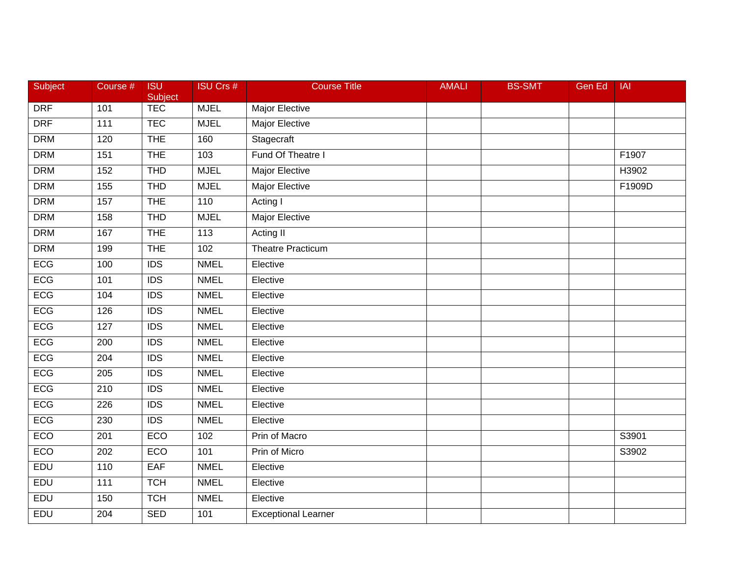| Subject | Course # | ISU Subject | ISU Crs # | Course Title | AMALI | BS-SMT | Gen Ed | IAI |
|---|---|---|---|---|---|---|---|---|
| DRF | 101 | TEC | MJEL | Major Elective | | | | |
| DRF | 111 | TEC | MJEL | Major Elective | | | | |
| DRM | 120 | THE | 160 | Stagecraft | | | | |
| DRM | 151 | THE | 103 | Fund Of Theatre I | | | | F1907 |
| DRM | 152 | THD | MJEL | Major Elective | | | | H3902 |
| DRM | 155 | THD | MJEL | Major Elective | | | | F1909D |
| DRM | 157 | THE | 110 | Acting I | | | | |
| DRM | 158 | THD | MJEL | Major Elective | | | | |
| DRM | 167 | THE | 113 | Acting II | | | | |
| DRM | 199 | THE | 102 | Theatre Practicum | | | | |
| ECG | 100 | IDS | NMEL | Elective | | | | |
| ECG | 101 | IDS | NMEL | Elective | | | | |
| ECG | 104 | IDS | NMEL | Elective | | | | |
| ECG | 126 | IDS | NMEL | Elective | | | | |
| ECG | 127 | IDS | NMEL | Elective | | | | |
| ECG | 200 | IDS | NMEL | Elective | | | | |
| ECG | 204 | IDS | NMEL | Elective | | | | |
| ECG | 205 | IDS | NMEL | Elective | | | | |
| ECG | 210 | IDS | NMEL | Elective | | | | |
| ECG | 226 | IDS | NMEL | Elective | | | | |
| ECG | 230 | IDS | NMEL | Elective | | | | |
| ECO | 201 | ECO | 102 | Prin of Macro | | | | S3901 |
| ECO | 202 | ECO | 101 | Prin of Micro | | | | S3902 |
| EDU | 110 | EAF | NMEL | Elective | | | | |
| EDU | 111 | TCH | NMEL | Elective | | | | |
| EDU | 150 | TCH | NMEL | Elective | | | | |
| EDU | 204 | SED | 101 | Exceptional Learner | | | | |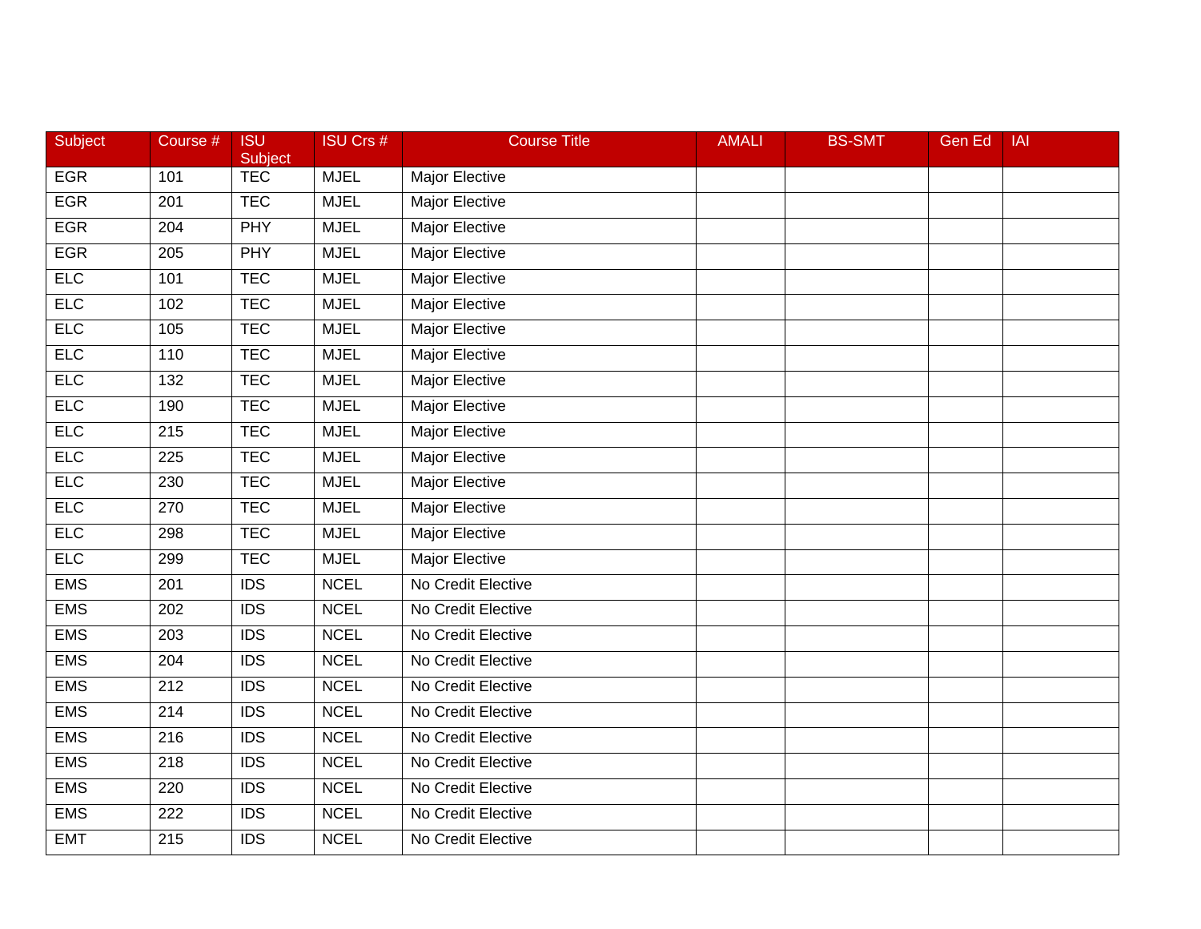| Subject | Course # | ISU Subject | ISU Crs # | Course Title | AMALI | BS-SMT | Gen Ed | IAI |
|---|---|---|---|---|---|---|---|---|
| EGR | 101 | TEC | MJEL | Major Elective | | | | |
| EGR | 201 | TEC | MJEL | Major Elective | | | | |
| EGR | 204 | PHY | MJEL | Major Elective | | | | |
| EGR | 205 | PHY | MJEL | Major Elective | | | | |
| ELC | 101 | TEC | MJEL | Major Elective | | | | |
| ELC | 102 | TEC | MJEL | Major Elective | | | | |
| ELC | 105 | TEC | MJEL | Major Elective | | | | |
| ELC | 110 | TEC | MJEL | Major Elective | | | | |
| ELC | 132 | TEC | MJEL | Major Elective | | | | |
| ELC | 190 | TEC | MJEL | Major Elective | | | | |
| ELC | 215 | TEC | MJEL | Major Elective | | | | |
| ELC | 225 | TEC | MJEL | Major Elective | | | | |
| ELC | 230 | TEC | MJEL | Major Elective | | | | |
| ELC | 270 | TEC | MJEL | Major Elective | | | | |
| ELC | 298 | TEC | MJEL | Major Elective | | | | |
| ELC | 299 | TEC | MJEL | Major Elective | | | | |
| EMS | 201 | IDS | NCEL | No Credit Elective | | | | |
| EMS | 202 | IDS | NCEL | No Credit Elective | | | | |
| EMS | 203 | IDS | NCEL | No Credit Elective | | | | |
| EMS | 204 | IDS | NCEL | No Credit Elective | | | | |
| EMS | 212 | IDS | NCEL | No Credit Elective | | | | |
| EMS | 214 | IDS | NCEL | No Credit Elective | | | | |
| EMS | 216 | IDS | NCEL | No Credit Elective | | | | |
| EMS | 218 | IDS | NCEL | No Credit Elective | | | | |
| EMS | 220 | IDS | NCEL | No Credit Elective | | | | |
| EMS | 222 | IDS | NCEL | No Credit Elective | | | | |
| EMT | 215 | IDS | NCEL | No Credit Elective | | | | |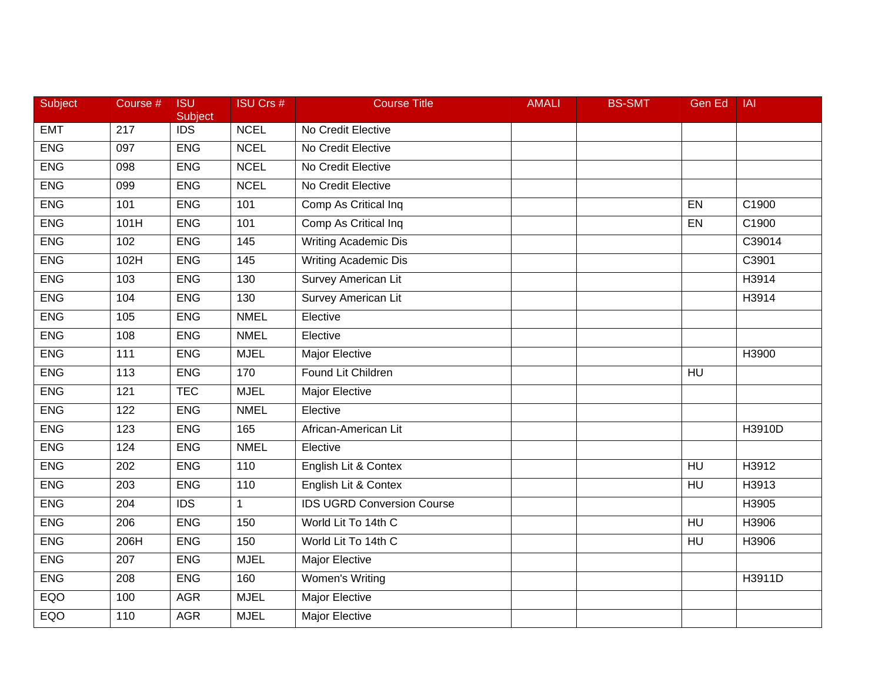| Subject | Course # | ISU Subject | ISU Crs # | Course Title | AMALI | BS-SMT | Gen Ed | IAI |
|---|---|---|---|---|---|---|---|---|
| EMT | 217 | IDS | NCEL | No Credit Elective | | | | |
| ENG | 097 | ENG | NCEL | No Credit Elective | | | | |
| ENG | 098 | ENG | NCEL | No Credit Elective | | | | |
| ENG | 099 | ENG | NCEL | No Credit Elective | | | | |
| ENG | 101 | ENG | 101 | Comp As Critical Inq | | | EN | C1900 |
| ENG | 101H | ENG | 101 | Comp As Critical Inq | | | EN | C1900 |
| ENG | 102 | ENG | 145 | Writing Academic Dis | | | | C39014 |
| ENG | 102H | ENG | 145 | Writing Academic Dis | | | | C3901 |
| ENG | 103 | ENG | 130 | Survey American Lit | | | | H3914 |
| ENG | 104 | ENG | 130 | Survey American Lit | | | | H3914 |
| ENG | 105 | ENG | NMEL | Elective | | | | |
| ENG | 108 | ENG | NMEL | Elective | | | | |
| ENG | 111 | ENG | MJEL | Major Elective | | | | H3900 |
| ENG | 113 | ENG | 170 | Found Lit Children | | | HU | |
| ENG | 121 | TEC | MJEL | Major Elective | | | | |
| ENG | 122 | ENG | NMEL | Elective | | | | |
| ENG | 123 | ENG | 165 | African-American Lit | | | | H3910D |
| ENG | 124 | ENG | NMEL | Elective | | | | |
| ENG | 202 | ENG | 110 | English Lit & Contex | | | HU | H3912 |
| ENG | 203 | ENG | 110 | English Lit & Contex | | | HU | H3913 |
| ENG | 204 | IDS | 1 | IDS UGRD Conversion Course | | | | H3905 |
| ENG | 206 | ENG | 150 | World Lit To 14th C | | | HU | H3906 |
| ENG | 206H | ENG | 150 | World Lit To 14th C | | | HU | H3906 |
| ENG | 207 | ENG | MJEL | Major Elective | | | | |
| ENG | 208 | ENG | 160 | Women's Writing | | | | H3911D |
| EQO | 100 | AGR | MJEL | Major Elective | | | | |
| EQO | 110 | AGR | MJEL | Major Elective | | | | |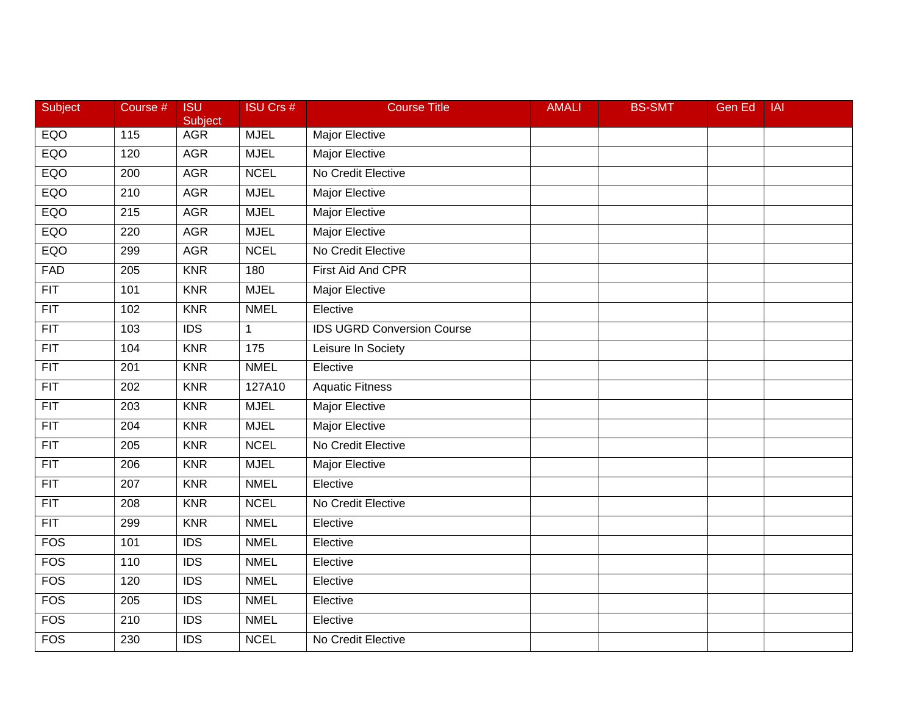| Subject | Course # | ISU Subject | ISU Crs # | Course Title | AMALI | BS-SMT | Gen Ed | IAI |
|---|---|---|---|---|---|---|---|---|
| EQO | 115 | AGR | MJEL | Major Elective | | | | |
| EQO | 120 | AGR | MJEL | Major Elective | | | | |
| EQO | 200 | AGR | NCEL | No Credit Elective | | | | |
| EQO | 210 | AGR | MJEL | Major Elective | | | | |
| EQO | 215 | AGR | MJEL | Major Elective | | | | |
| EQO | 220 | AGR | MJEL | Major Elective | | | | |
| EQO | 299 | AGR | NCEL | No Credit Elective | | | | |
| FAD | 205 | KNR | 180 | First Aid And CPR | | | | |
| FIT | 101 | KNR | MJEL | Major Elective | | | | |
| FIT | 102 | KNR | NMEL | Elective | | | | |
| FIT | 103 | IDS | 1 | IDS UGRD Conversion Course | | | | |
| FIT | 104 | KNR | 175 | Leisure In Society | | | | |
| FIT | 201 | KNR | NMEL | Elective | | | | |
| FIT | 202 | KNR | 127A10 | Aquatic Fitness | | | | |
| FIT | 203 | KNR | MJEL | Major Elective | | | | |
| FIT | 204 | KNR | MJEL | Major Elective | | | | |
| FIT | 205 | KNR | NCEL | No Credit Elective | | | | |
| FIT | 206 | KNR | MJEL | Major Elective | | | | |
| FIT | 207 | KNR | NMEL | Elective | | | | |
| FIT | 208 | KNR | NCEL | No Credit Elective | | | | |
| FIT | 299 | KNR | NMEL | Elective | | | | |
| FOS | 101 | IDS | NMEL | Elective | | | | |
| FOS | 110 | IDS | NMEL | Elective | | | | |
| FOS | 120 | IDS | NMEL | Elective | | | | |
| FOS | 205 | IDS | NMEL | Elective | | | | |
| FOS | 210 | IDS | NMEL | Elective | | | | |
| FOS | 230 | IDS | NCEL | No Credit Elective | | | | |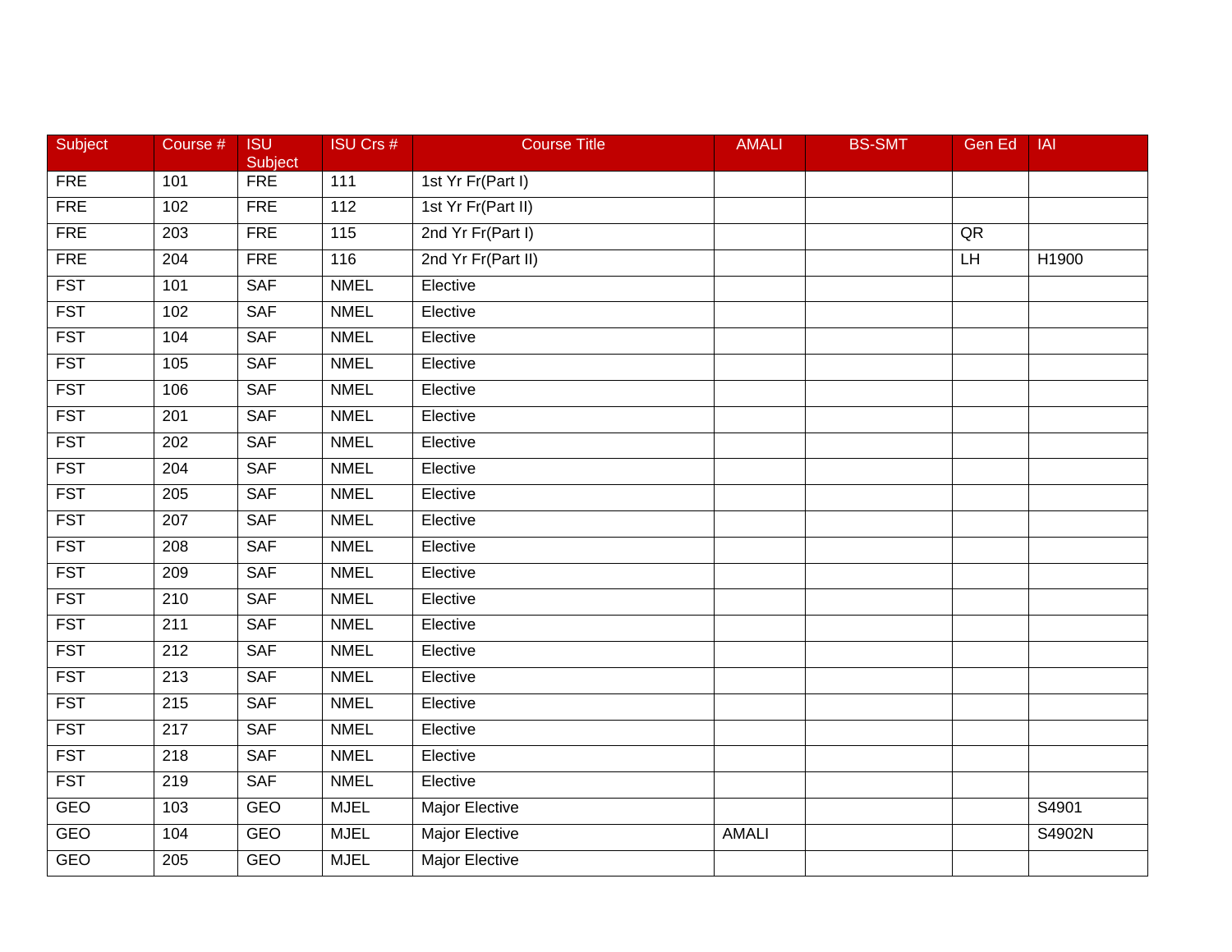| Subject | Course # | ISU Subject | ISU Crs # | Course Title | AMALI | BS-SMT | Gen Ed | IAI |
|---|---|---|---|---|---|---|---|---|
| FRE | 101 | FRE | 111 | 1st Yr Fr(Part I) | | | | |
| FRE | 102 | FRE | 112 | 1st Yr Fr(Part II) | | | | |
| FRE | 203 | FRE | 115 | 2nd Yr Fr(Part I) | | | QR | |
| FRE | 204 | FRE | 116 | 2nd Yr Fr(Part II) | | | LH | H1900 |
| FST | 101 | SAF | NMEL | Elective | | | | |
| FST | 102 | SAF | NMEL | Elective | | | | |
| FST | 104 | SAF | NMEL | Elective | | | | |
| FST | 105 | SAF | NMEL | Elective | | | | |
| FST | 106 | SAF | NMEL | Elective | | | | |
| FST | 201 | SAF | NMEL | Elective | | | | |
| FST | 202 | SAF | NMEL | Elective | | | | |
| FST | 204 | SAF | NMEL | Elective | | | | |
| FST | 205 | SAF | NMEL | Elective | | | | |
| FST | 207 | SAF | NMEL | Elective | | | | |
| FST | 208 | SAF | NMEL | Elective | | | | |
| FST | 209 | SAF | NMEL | Elective | | | | |
| FST | 210 | SAF | NMEL | Elective | | | | |
| FST | 211 | SAF | NMEL | Elective | | | | |
| FST | 212 | SAF | NMEL | Elective | | | | |
| FST | 213 | SAF | NMEL | Elective | | | | |
| FST | 215 | SAF | NMEL | Elective | | | | |
| FST | 217 | SAF | NMEL | Elective | | | | |
| FST | 218 | SAF | NMEL | Elective | | | | |
| FST | 219 | SAF | NMEL | Elective | | | | |
| GEO | 103 | GEO | MJEL | Major Elective | | | | S4901 |
| GEO | 104 | GEO | MJEL | Major Elective | AMALI | | | S4902N |
| GEO | 205 | GEO | MJEL | Major Elective | | | | |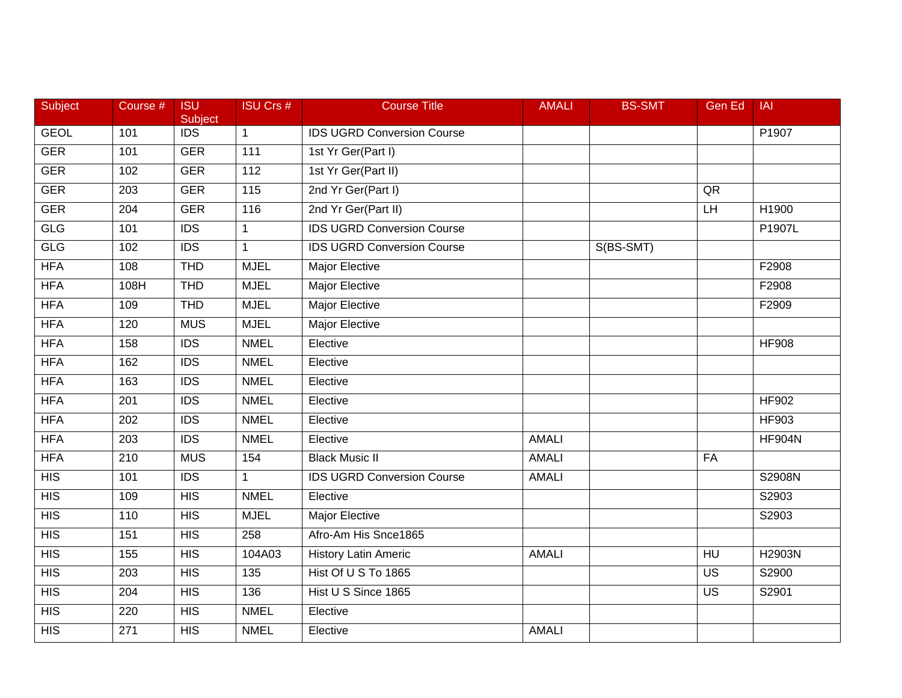| Subject | Course # | ISU Subject | ISU Crs # | Course Title | AMALI | BS-SMT | Gen Ed | IAI |
|---|---|---|---|---|---|---|---|---|
| GEOL | 101 | IDS | 1 | IDS UGRD Conversion Course | | | | P1907 |
| GER | 101 | GER | 111 | 1st Yr Ger(Part I) | | | | |
| GER | 102 | GER | 112 | 1st Yr Ger(Part II) | | | | |
| GER | 203 | GER | 115 | 2nd Yr Ger(Part I) | | | QR | |
| GER | 204 | GER | 116 | 2nd Yr Ger(Part II) | | | LH | H1900 |
| GLG | 101 | IDS | 1 | IDS UGRD Conversion Course | | | | P1907L |
| GLG | 102 | IDS | 1 | IDS UGRD Conversion Course | | S(BS-SMT) | | |
| HFA | 108 | THD | MJEL | Major Elective | | | | F2908 |
| HFA | 108H | THD | MJEL | Major Elective | | | | F2908 |
| HFA | 109 | THD | MJEL | Major Elective | | | | F2909 |
| HFA | 120 | MUS | MJEL | Major Elective | | | | |
| HFA | 158 | IDS | NMEL | Elective | | | | HF908 |
| HFA | 162 | IDS | NMEL | Elective | | | | |
| HFA | 163 | IDS | NMEL | Elective | | | | |
| HFA | 201 | IDS | NMEL | Elective | | | | HF902 |
| HFA | 202 | IDS | NMEL | Elective | | | | HF903 |
| HFA | 203 | IDS | NMEL | Elective | AMALI | | | HF904N |
| HFA | 210 | MUS | 154 | Black Music II | AMALI | | FA | |
| HIS | 101 | IDS | 1 | IDS UGRD Conversion Course | AMALI | | | S2908N |
| HIS | 109 | HIS | NMEL | Elective | | | | S2903 |
| HIS | 110 | HIS | MJEL | Major Elective | | | | S2903 |
| HIS | 151 | HIS | 258 | Afro-Am His Snce1865 | | | | |
| HIS | 155 | HIS | 104A03 | History Latin Americ | AMALI | | HU | H2903N |
| HIS | 203 | HIS | 135 | Hist Of U S To 1865 | | | US | S2900 |
| HIS | 204 | HIS | 136 | Hist U S Since 1865 | | | US | S2901 |
| HIS | 220 | HIS | NMEL | Elective | | | | |
| HIS | 271 | HIS | NMEL | Elective | AMALI | | | |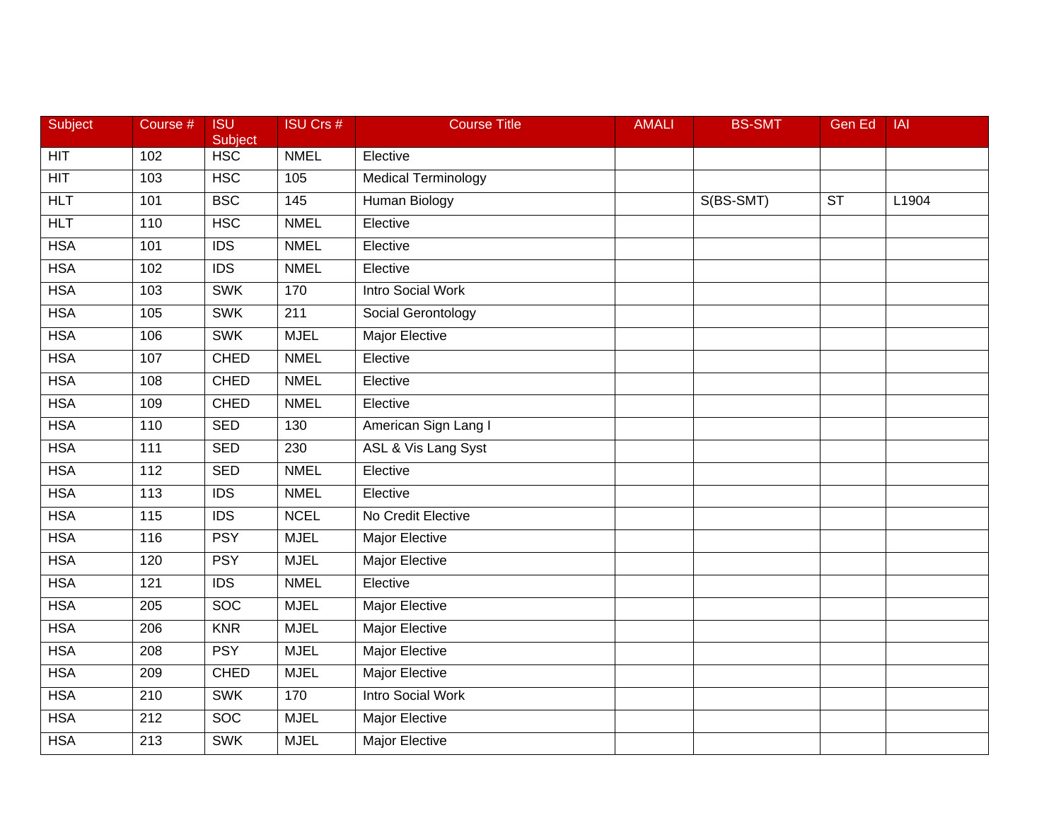| Subject | Course # | ISU Subject | ISU Crs # | Course Title | AMALI | BS-SMT | Gen Ed | IAI |
|---|---|---|---|---|---|---|---|---|
| HIT | 102 | HSC | NMEL | Elective | | | | |
| HIT | 103 | HSC | 105 | Medical Terminology | | | | |
| HLT | 101 | BSC | 145 | Human Biology | | S(BS-SMT) | ST | L1904 |
| HLT | 110 | HSC | NMEL | Elective | | | | |
| HSA | 101 | IDS | NMEL | Elective | | | | |
| HSA | 102 | IDS | NMEL | Elective | | | | |
| HSA | 103 | SWK | 170 | Intro Social Work | | | | |
| HSA | 105 | SWK | 211 | Social Gerontology | | | | |
| HSA | 106 | SWK | MJEL | Major Elective | | | | |
| HSA | 107 | CHED | NMEL | Elective | | | | |
| HSA | 108 | CHED | NMEL | Elective | | | | |
| HSA | 109 | CHED | NMEL | Elective | | | | |
| HSA | 110 | SED | 130 | American Sign Lang I | | | | |
| HSA | 111 | SED | 230 | ASL & Vis Lang Syst | | | | |
| HSA | 112 | SED | NMEL | Elective | | | | |
| HSA | 113 | IDS | NMEL | Elective | | | | |
| HSA | 115 | IDS | NCEL | No Credit Elective | | | | |
| HSA | 116 | PSY | MJEL | Major Elective | | | | |
| HSA | 120 | PSY | MJEL | Major Elective | | | | |
| HSA | 121 | IDS | NMEL | Elective | | | | |
| HSA | 205 | SOC | MJEL | Major Elective | | | | |
| HSA | 206 | KNR | MJEL | Major Elective | | | | |
| HSA | 208 | PSY | MJEL | Major Elective | | | | |
| HSA | 209 | CHED | MJEL | Major Elective | | | | |
| HSA | 210 | SWK | 170 | Intro Social Work | | | | |
| HSA | 212 | SOC | MJEL | Major Elective | | | | |
| HSA | 213 | SWK | MJEL | Major Elective | | | | |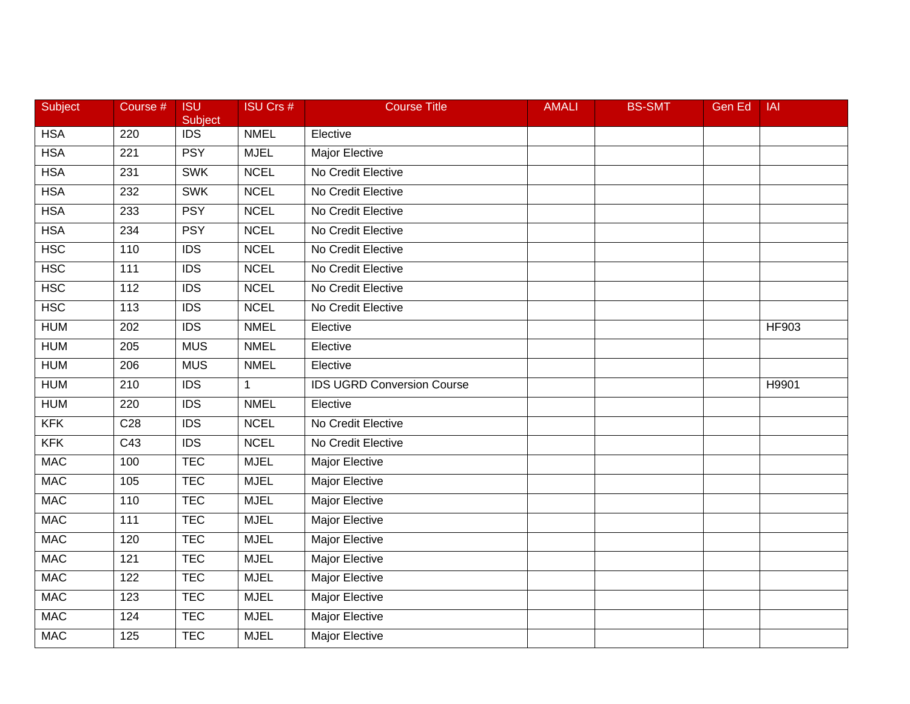| Subject | Course # | ISU Subject | ISU Crs # | Course Title | AMALI | BS-SMT | Gen Ed | IAI |
|---|---|---|---|---|---|---|---|---|
| HSA | 220 | IDS | NMEL | Elective | | | | |
| HSA | 221 | PSY | MJEL | Major Elective | | | | |
| HSA | 231 | SWK | NCEL | No Credit Elective | | | | |
| HSA | 232 | SWK | NCEL | No Credit Elective | | | | |
| HSA | 233 | PSY | NCEL | No Credit Elective | | | | |
| HSA | 234 | PSY | NCEL | No Credit Elective | | | | |
| HSC | 110 | IDS | NCEL | No Credit Elective | | | | |
| HSC | 111 | IDS | NCEL | No Credit Elective | | | | |
| HSC | 112 | IDS | NCEL | No Credit Elective | | | | |
| HSC | 113 | IDS | NCEL | No Credit Elective | | | | |
| HUM | 202 | IDS | NMEL | Elective | | | | HF903 |
| HUM | 205 | MUS | NMEL | Elective | | | | |
| HUM | 206 | MUS | NMEL | Elective | | | | |
| HUM | 210 | IDS | 1 | IDS UGRD Conversion Course | | | | H9901 |
| HUM | 220 | IDS | NMEL | Elective | | | | |
| KFK | C28 | IDS | NCEL | No Credit Elective | | | | |
| KFK | C43 | IDS | NCEL | No Credit Elective | | | | |
| MAC | 100 | TEC | MJEL | Major Elective | | | | |
| MAC | 105 | TEC | MJEL | Major Elective | | | | |
| MAC | 110 | TEC | MJEL | Major Elective | | | | |
| MAC | 111 | TEC | MJEL | Major Elective | | | | |
| MAC | 120 | TEC | MJEL | Major Elective | | | | |
| MAC | 121 | TEC | MJEL | Major Elective | | | | |
| MAC | 122 | TEC | MJEL | Major Elective | | | | |
| MAC | 123 | TEC | MJEL | Major Elective | | | | |
| MAC | 124 | TEC | MJEL | Major Elective | | | | |
| MAC | 125 | TEC | MJEL | Major Elective | | | | |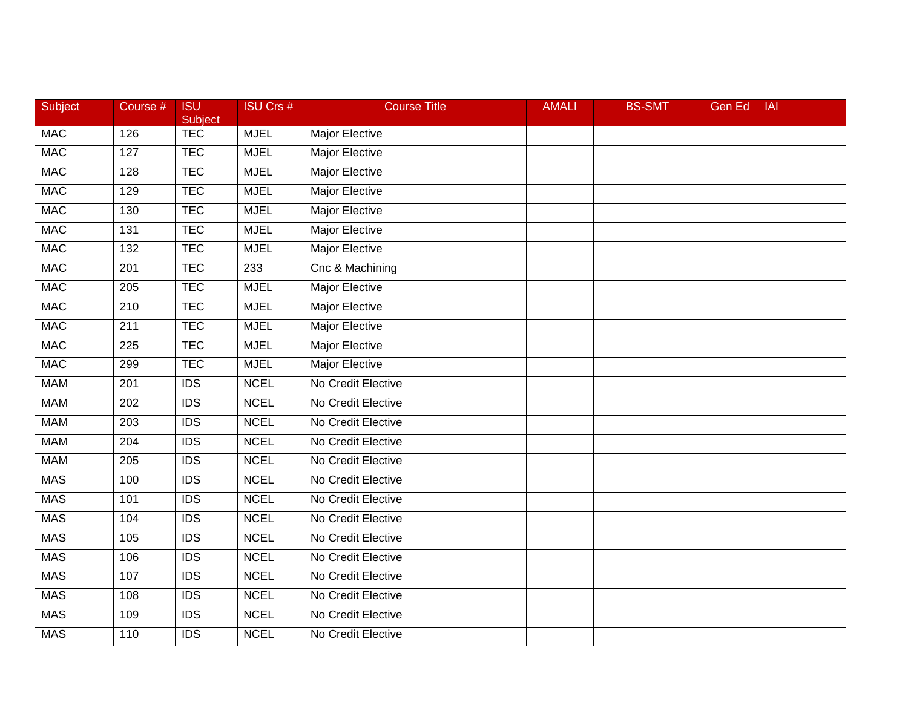| Subject | Course # | ISU Subject | ISU Crs # | Course Title | AMALI | BS-SMT | Gen Ed | IAI |
|---|---|---|---|---|---|---|---|---|
| MAC | 126 | TEC | MJEL | Major Elective | | | | |
| MAC | 127 | TEC | MJEL | Major Elective | | | | |
| MAC | 128 | TEC | MJEL | Major Elective | | | | |
| MAC | 129 | TEC | MJEL | Major Elective | | | | |
| MAC | 130 | TEC | MJEL | Major Elective | | | | |
| MAC | 131 | TEC | MJEL | Major Elective | | | | |
| MAC | 132 | TEC | MJEL | Major Elective | | | | |
| MAC | 201 | TEC | 233 | Cnc & Machining | | | | |
| MAC | 205 | TEC | MJEL | Major Elective | | | | |
| MAC | 210 | TEC | MJEL | Major Elective | | | | |
| MAC | 211 | TEC | MJEL | Major Elective | | | | |
| MAC | 225 | TEC | MJEL | Major Elective | | | | |
| MAC | 299 | TEC | MJEL | Major Elective | | | | |
| MAM | 201 | IDS | NCEL | No Credit Elective | | | | |
| MAM | 202 | IDS | NCEL | No Credit Elective | | | | |
| MAM | 203 | IDS | NCEL | No Credit Elective | | | | |
| MAM | 204 | IDS | NCEL | No Credit Elective | | | | |
| MAM | 205 | IDS | NCEL | No Credit Elective | | | | |
| MAS | 100 | IDS | NCEL | No Credit Elective | | | | |
| MAS | 101 | IDS | NCEL | No Credit Elective | | | | |
| MAS | 104 | IDS | NCEL | No Credit Elective | | | | |
| MAS | 105 | IDS | NCEL | No Credit Elective | | | | |
| MAS | 106 | IDS | NCEL | No Credit Elective | | | | |
| MAS | 107 | IDS | NCEL | No Credit Elective | | | | |
| MAS | 108 | IDS | NCEL | No Credit Elective | | | | |
| MAS | 109 | IDS | NCEL | No Credit Elective | | | | |
| MAS | 110 | IDS | NCEL | No Credit Elective | | | | |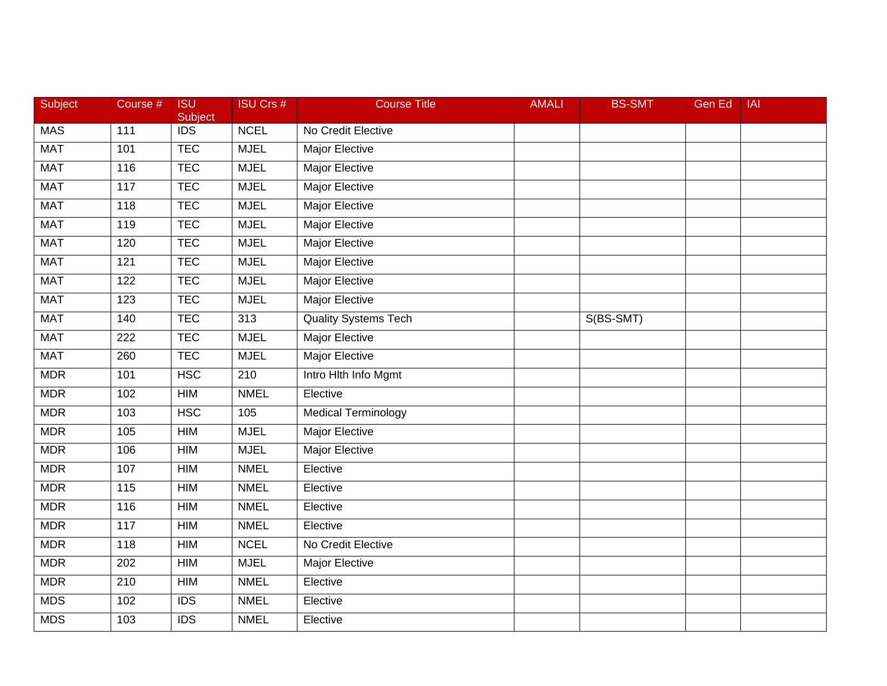| Subject | Course # | ISU Subject | ISU Crs # | Course Title | AMALI | BS-SMT | Gen Ed | IAI |
|---|---|---|---|---|---|---|---|---|
| MAS | 111 | IDS | NCEL | No Credit Elective | | | | |
| MAT | 101 | TEC | MJEL | Major Elective | | | | |
| MAT | 116 | TEC | MJEL | Major Elective | | | | |
| MAT | 117 | TEC | MJEL | Major Elective | | | | |
| MAT | 118 | TEC | MJEL | Major Elective | | | | |
| MAT | 119 | TEC | MJEL | Major Elective | | | | |
| MAT | 120 | TEC | MJEL | Major Elective | | | | |
| MAT | 121 | TEC | MJEL | Major Elective | | | | |
| MAT | 122 | TEC | MJEL | Major Elective | | | | |
| MAT | 123 | TEC | MJEL | Major Elective | | | | |
| MAT | 140 | TEC | 313 | Quality Systems Tech | | S(BS-SMT) | | |
| MAT | 222 | TEC | MJEL | Major Elective | | | | |
| MAT | 260 | TEC | MJEL | Major Elective | | | | |
| MDR | 101 | HSC | 210 | Intro Hlth Info Mgmt | | | | |
| MDR | 102 | HIM | NMEL | Elective | | | | |
| MDR | 103 | HSC | 105 | Medical Terminology | | | | |
| MDR | 105 | HIM | MJEL | Major Elective | | | | |
| MDR | 106 | HIM | MJEL | Major Elective | | | | |
| MDR | 107 | HIM | NMEL | Elective | | | | |
| MDR | 115 | HIM | NMEL | Elective | | | | |
| MDR | 116 | HIM | NMEL | Elective | | | | |
| MDR | 117 | HIM | NMEL | Elective | | | | |
| MDR | 118 | HIM | NCEL | No Credit Elective | | | | |
| MDR | 202 | HIM | MJEL | Major Elective | | | | |
| MDR | 210 | HIM | NMEL | Elective | | | | |
| MDS | 102 | IDS | NMEL | Elective | | | | |
| MDS | 103 | IDS | NMEL | Elective | | | | |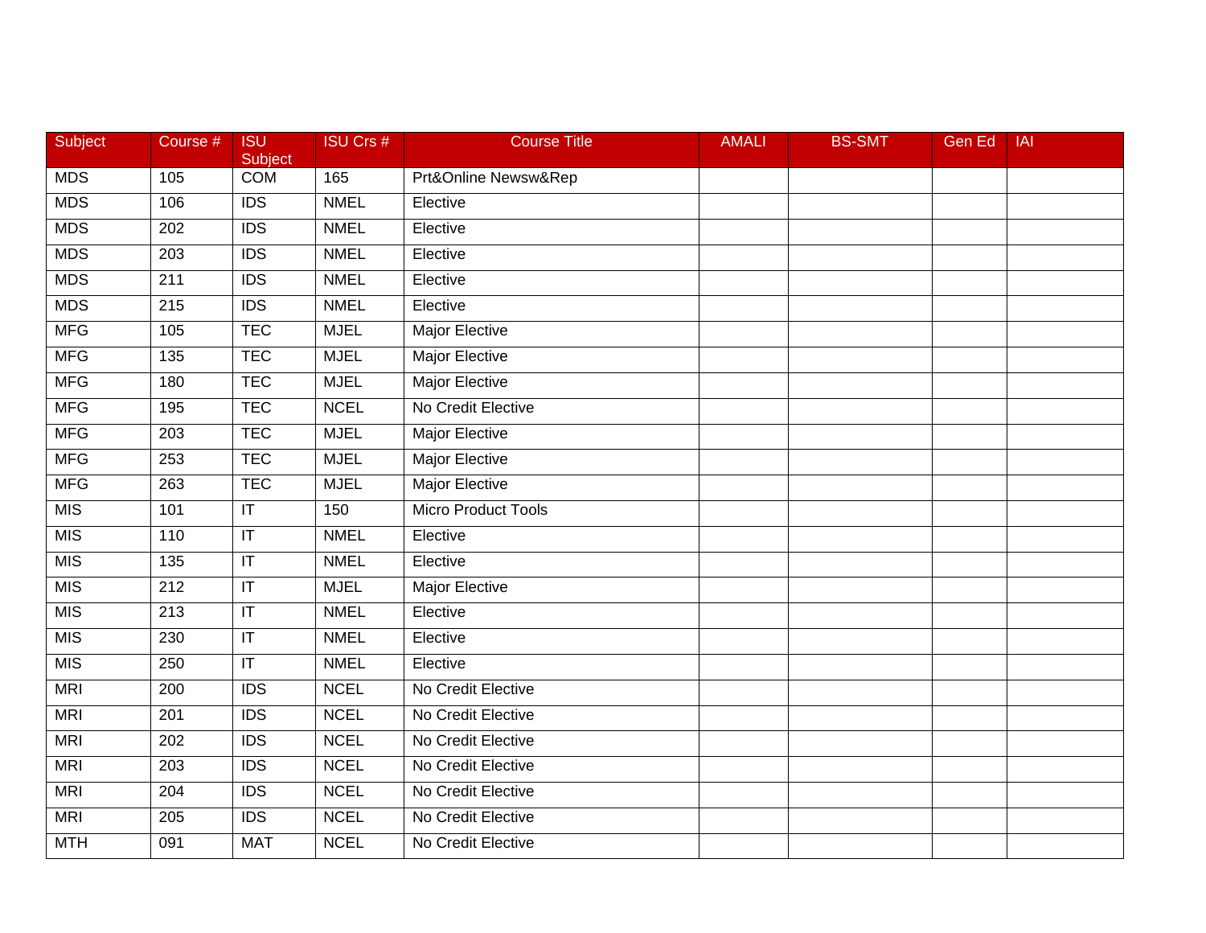| Subject | Course # | ISU Subject | ISU Crs # | Course Title | AMALI | BS-SMT | Gen Ed | IAI |
|---|---|---|---|---|---|---|---|---|
| MDS | 105 | COM | 165 | Prt&Online Newsw&Rep | | | | |
| MDS | 106 | IDS | NMEL | Elective | | | | |
| MDS | 202 | IDS | NMEL | Elective | | | | |
| MDS | 203 | IDS | NMEL | Elective | | | | |
| MDS | 211 | IDS | NMEL | Elective | | | | |
| MDS | 215 | IDS | NMEL | Elective | | | | |
| MFG | 105 | TEC | MJEL | Major Elective | | | | |
| MFG | 135 | TEC | MJEL | Major Elective | | | | |
| MFG | 180 | TEC | MJEL | Major Elective | | | | |
| MFG | 195 | TEC | NCEL | No Credit Elective | | | | |
| MFG | 203 | TEC | MJEL | Major Elective | | | | |
| MFG | 253 | TEC | MJEL | Major Elective | | | | |
| MFG | 263 | TEC | MJEL | Major Elective | | | | |
| MIS | 101 | IT | 150 | Micro Product Tools | | | | |
| MIS | 110 | IT | NMEL | Elective | | | | |
| MIS | 135 | IT | NMEL | Elective | | | | |
| MIS | 212 | IT | MJEL | Major Elective | | | | |
| MIS | 213 | IT | NMEL | Elective | | | | |
| MIS | 230 | IT | NMEL | Elective | | | | |
| MIS | 250 | IT | NMEL | Elective | | | | |
| MRI | 200 | IDS | NCEL | No Credit Elective | | | | |
| MRI | 201 | IDS | NCEL | No Credit Elective | | | | |
| MRI | 202 | IDS | NCEL | No Credit Elective | | | | |
| MRI | 203 | IDS | NCEL | No Credit Elective | | | | |
| MRI | 204 | IDS | NCEL | No Credit Elective | | | | |
| MRI | 205 | IDS | NCEL | No Credit Elective | | | | |
| MTH | 091 | MAT | NCEL | No Credit Elective | | | | |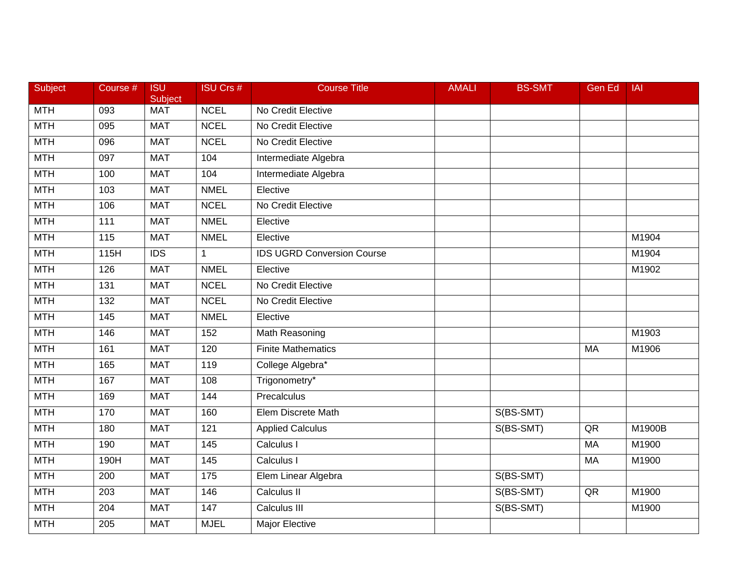| Subject | Course # | ISU Subject | ISU Crs # | Course Title | AMALI | BS-SMT | Gen Ed | IAI |
|---|---|---|---|---|---|---|---|---|
| MTH | 093 | MAT | NCEL | No Credit Elective | | | | |
| MTH | 095 | MAT | NCEL | No Credit Elective | | | | |
| MTH | 096 | MAT | NCEL | No Credit Elective | | | | |
| MTH | 097 | MAT | 104 | Intermediate Algebra | | | | |
| MTH | 100 | MAT | 104 | Intermediate Algebra | | | | |
| MTH | 103 | MAT | NMEL | Elective | | | | |
| MTH | 106 | MAT | NCEL | No Credit Elective | | | | |
| MTH | 111 | MAT | NMEL | Elective | | | | |
| MTH | 115 | MAT | NMEL | Elective | | | | M1904 |
| MTH | 115H | IDS | 1 | IDS UGRD Conversion Course | | | | M1904 |
| MTH | 126 | MAT | NMEL | Elective | | | | M1902 |
| MTH | 131 | MAT | NCEL | No Credit Elective | | | | |
| MTH | 132 | MAT | NCEL | No Credit Elective | | | | |
| MTH | 145 | MAT | NMEL | Elective | | | | |
| MTH | 146 | MAT | 152 | Math Reasoning | | | | M1903 |
| MTH | 161 | MAT | 120 | Finite Mathematics | | | MA | M1906 |
| MTH | 165 | MAT | 119 | College Algebra* | | | | |
| MTH | 167 | MAT | 108 | Trigonometry* | | | | |
| MTH | 169 | MAT | 144 | Precalculus | | | | |
| MTH | 170 | MAT | 160 | Elem Discrete Math | | S(BS-SMT) | | |
| MTH | 180 | MAT | 121 | Applied Calculus | | S(BS-SMT) | QR | M1900B |
| MTH | 190 | MAT | 145 | Calculus I | | | MA | M1900 |
| MTH | 190H | MAT | 145 | Calculus I | | | MA | M1900 |
| MTH | 200 | MAT | 175 | Elem Linear Algebra | | S(BS-SMT) | | |
| MTH | 203 | MAT | 146 | Calculus II | | S(BS-SMT) | QR | M1900 |
| MTH | 204 | MAT | 147 | Calculus III | | S(BS-SMT) | | M1900 |
| MTH | 205 | MAT | MJEL | Major Elective | | | | |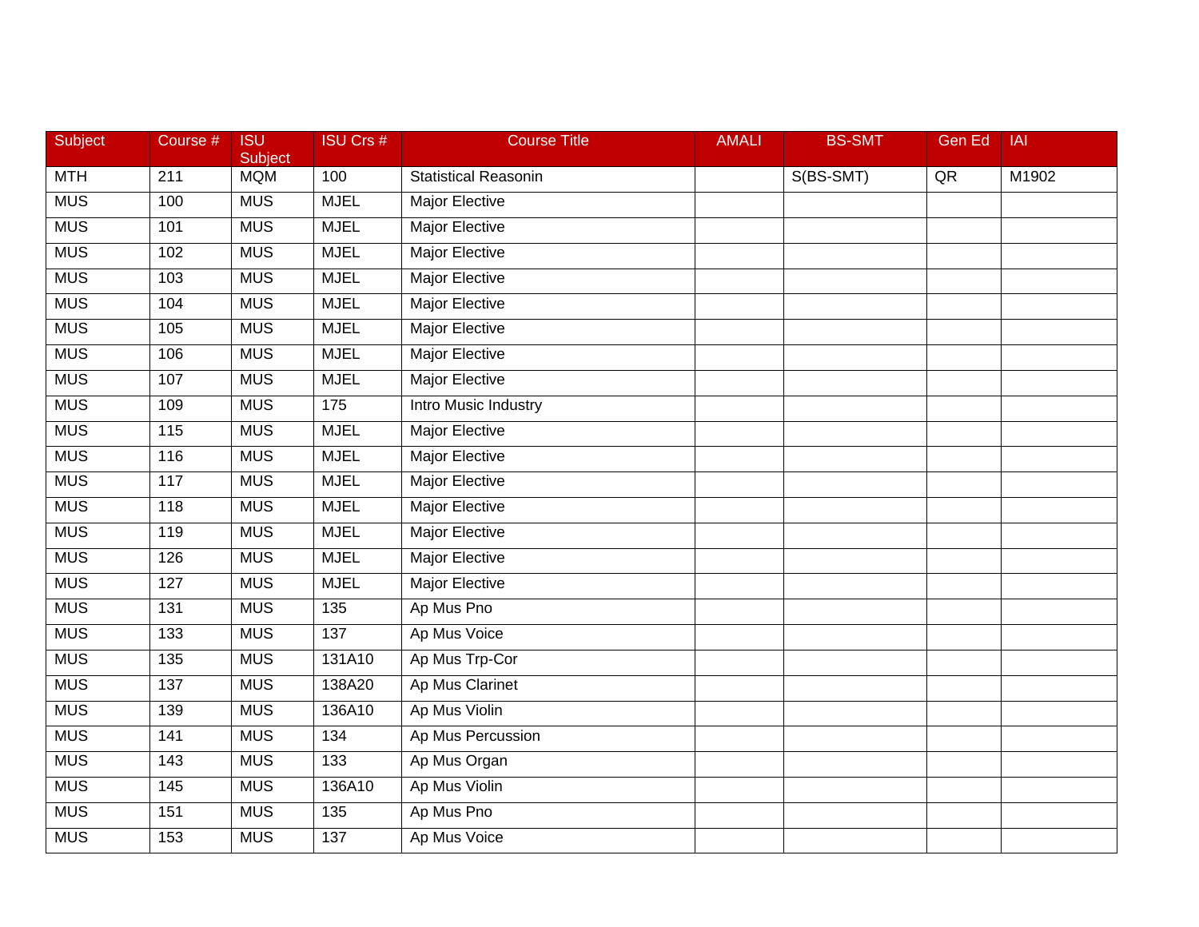| Subject | Course # | ISU Subject | ISU Crs # | Course Title | AMALI | BS-SMT | Gen Ed | IAI |
|---|---|---|---|---|---|---|---|---|
| MTH | 211 | MQM | 100 | Statistical Reasonin | | S(BS-SMT) | QR | M1902 |
| MUS | 100 | MUS | MJEL | Major Elective | | | | |
| MUS | 101 | MUS | MJEL | Major Elective | | | | |
| MUS | 102 | MUS | MJEL | Major Elective | | | | |
| MUS | 103 | MUS | MJEL | Major Elective | | | | |
| MUS | 104 | MUS | MJEL | Major Elective | | | | |
| MUS | 105 | MUS | MJEL | Major Elective | | | | |
| MUS | 106 | MUS | MJEL | Major Elective | | | | |
| MUS | 107 | MUS | MJEL | Major Elective | | | | |
| MUS | 109 | MUS | 175 | Intro Music Industry | | | | |
| MUS | 115 | MUS | MJEL | Major Elective | | | | |
| MUS | 116 | MUS | MJEL | Major Elective | | | | |
| MUS | 117 | MUS | MJEL | Major Elective | | | | |
| MUS | 118 | MUS | MJEL | Major Elective | | | | |
| MUS | 119 | MUS | MJEL | Major Elective | | | | |
| MUS | 126 | MUS | MJEL | Major Elective | | | | |
| MUS | 127 | MUS | MJEL | Major Elective | | | | |
| MUS | 131 | MUS | 135 | Ap Mus Pno | | | | |
| MUS | 133 | MUS | 137 | Ap Mus Voice | | | | |
| MUS | 135 | MUS | 131A10 | Ap Mus Trp-Cor | | | | |
| MUS | 137 | MUS | 138A20 | Ap Mus Clarinet | | | | |
| MUS | 139 | MUS | 136A10 | Ap Mus Violin | | | | |
| MUS | 141 | MUS | 134 | Ap Mus Percussion | | | | |
| MUS | 143 | MUS | 133 | Ap Mus Organ | | | | |
| MUS | 145 | MUS | 136A10 | Ap Mus Violin | | | | |
| MUS | 151 | MUS | 135 | Ap Mus Pno | | | | |
| MUS | 153 | MUS | 137 | Ap Mus Voice | | | | |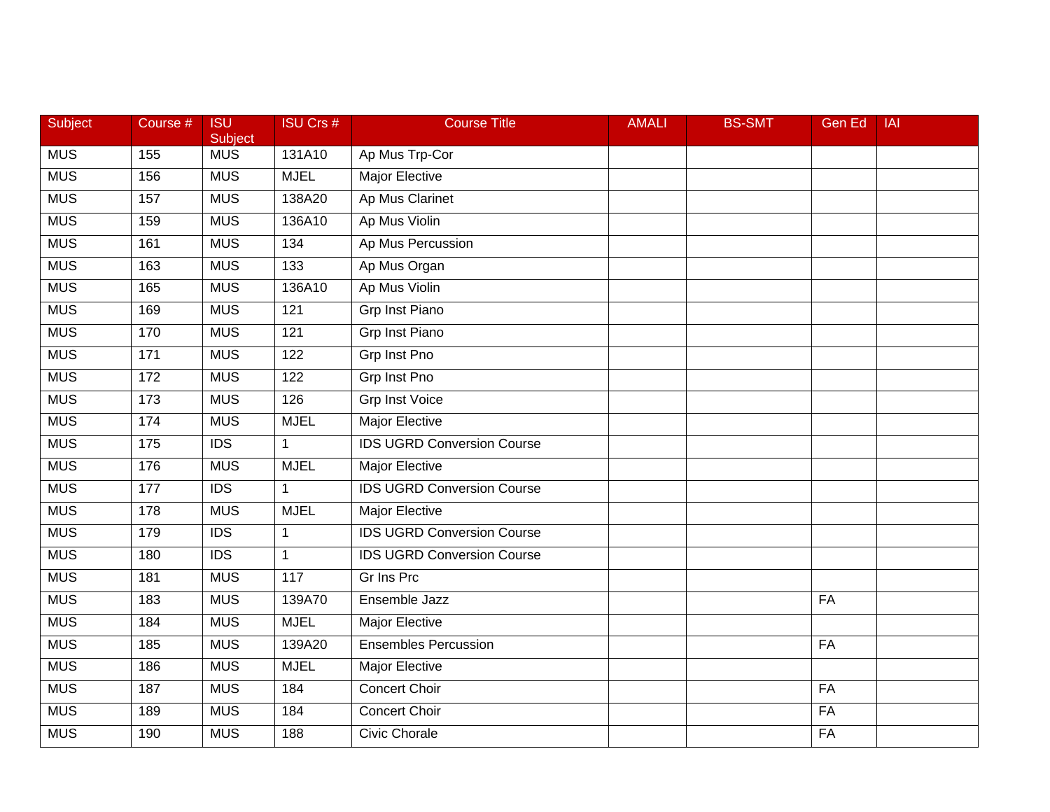| Subject | Course # | ISU Subject | ISU Crs # | Course Title | AMALI | BS-SMT | Gen Ed | IAI |
| --- | --- | --- | --- | --- | --- | --- | --- | --- |
| MUS | 155 | MUS | 131A10 | Ap Mus Trp-Cor | | | | |
| MUS | 156 | MUS | MJEL | Major Elective | | | | |
| MUS | 157 | MUS | 138A20 | Ap Mus Clarinet | | | | |
| MUS | 159 | MUS | 136A10 | Ap Mus Violin | | | | |
| MUS | 161 | MUS | 134 | Ap Mus Percussion | | | | |
| MUS | 163 | MUS | 133 | Ap Mus Organ | | | | |
| MUS | 165 | MUS | 136A10 | Ap Mus Violin | | | | |
| MUS | 169 | MUS | 121 | Grp Inst Piano | | | | |
| MUS | 170 | MUS | 121 | Grp Inst Piano | | | | |
| MUS | 171 | MUS | 122 | Grp Inst Pno | | | | |
| MUS | 172 | MUS | 122 | Grp Inst Pno | | | | |
| MUS | 173 | MUS | 126 | Grp Inst Voice | | | | |
| MUS | 174 | MUS | MJEL | Major Elective | | | | |
| MUS | 175 | IDS | 1 | IDS UGRD Conversion Course | | | | |
| MUS | 176 | MUS | MJEL | Major Elective | | | | |
| MUS | 177 | IDS | 1 | IDS UGRD Conversion Course | | | | |
| MUS | 178 | MUS | MJEL | Major Elective | | | | |
| MUS | 179 | IDS | 1 | IDS UGRD Conversion Course | | | | |
| MUS | 180 | IDS | 1 | IDS UGRD Conversion Course | | | | |
| MUS | 181 | MUS | 117 | Gr Ins Prc | | | | |
| MUS | 183 | MUS | 139A70 | Ensemble Jazz | | | FA | |
| MUS | 184 | MUS | MJEL | Major Elective | | | | |
| MUS | 185 | MUS | 139A20 | Ensembles Percussion | | | FA | |
| MUS | 186 | MUS | MJEL | Major Elective | | | | |
| MUS | 187 | MUS | 184 | Concert Choir | | | FA | |
| MUS | 189 | MUS | 184 | Concert Choir | | | FA | |
| MUS | 190 | MUS | 188 | Civic Chorale | | | FA | |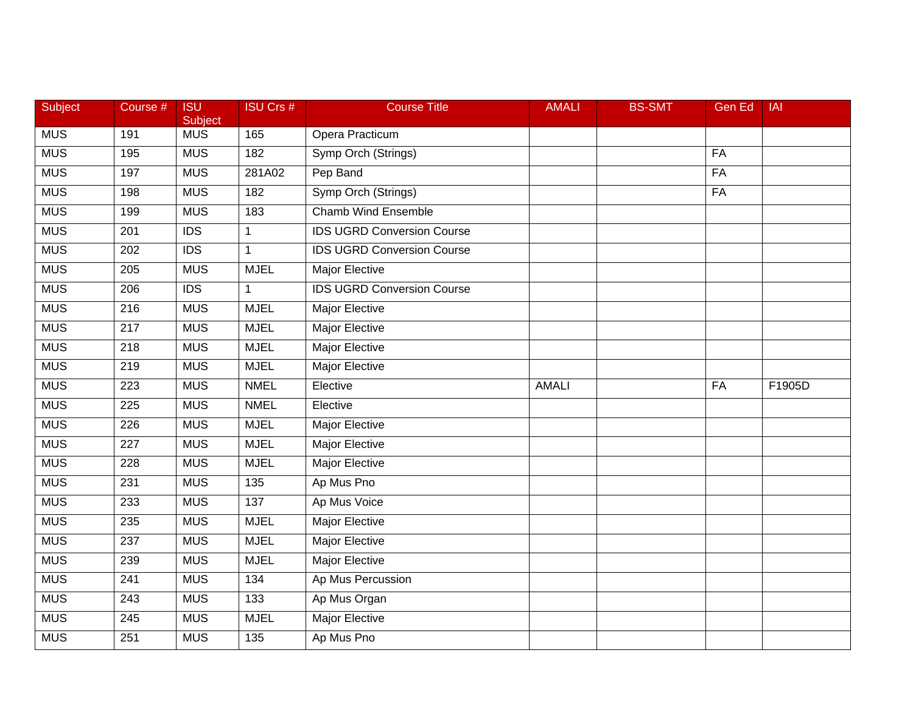| Subject | Course # | ISU Subject | ISU Crs # | Course Title | AMALI | BS-SMT | Gen Ed | IAI |
|---|---|---|---|---|---|---|---|---|
| MUS | 191 | MUS | 165 | Opera Practicum | | | | |
| MUS | 195 | MUS | 182 | Symp Orch (Strings) | | | FA | |
| MUS | 197 | MUS | 281A02 | Pep Band | | | FA | |
| MUS | 198 | MUS | 182 | Symp Orch (Strings) | | | FA | |
| MUS | 199 | MUS | 183 | Chamb Wind Ensemble | | | | |
| MUS | 201 | IDS | 1 | IDS UGRD Conversion Course | | | | |
| MUS | 202 | IDS | 1 | IDS UGRD Conversion Course | | | | |
| MUS | 205 | MUS | MJEL | Major Elective | | | | |
| MUS | 206 | IDS | 1 | IDS UGRD Conversion Course | | | | |
| MUS | 216 | MUS | MJEL | Major Elective | | | | |
| MUS | 217 | MUS | MJEL | Major Elective | | | | |
| MUS | 218 | MUS | MJEL | Major Elective | | | | |
| MUS | 219 | MUS | MJEL | Major Elective | | | | |
| MUS | 223 | MUS | NMEL | Elective | AMALI | | FA | F1905D |
| MUS | 225 | MUS | NMEL | Elective | | | | |
| MUS | 226 | MUS | MJEL | Major Elective | | | | |
| MUS | 227 | MUS | MJEL | Major Elective | | | | |
| MUS | 228 | MUS | MJEL | Major Elective | | | | |
| MUS | 231 | MUS | 135 | Ap Mus Pno | | | | |
| MUS | 233 | MUS | 137 | Ap Mus Voice | | | | |
| MUS | 235 | MUS | MJEL | Major Elective | | | | |
| MUS | 237 | MUS | MJEL | Major Elective | | | | |
| MUS | 239 | MUS | MJEL | Major Elective | | | | |
| MUS | 241 | MUS | 134 | Ap Mus Percussion | | | | |
| MUS | 243 | MUS | 133 | Ap Mus Organ | | | | |
| MUS | 245 | MUS | MJEL | Major Elective | | | | |
| MUS | 251 | MUS | 135 | Ap Mus Pno | | | | |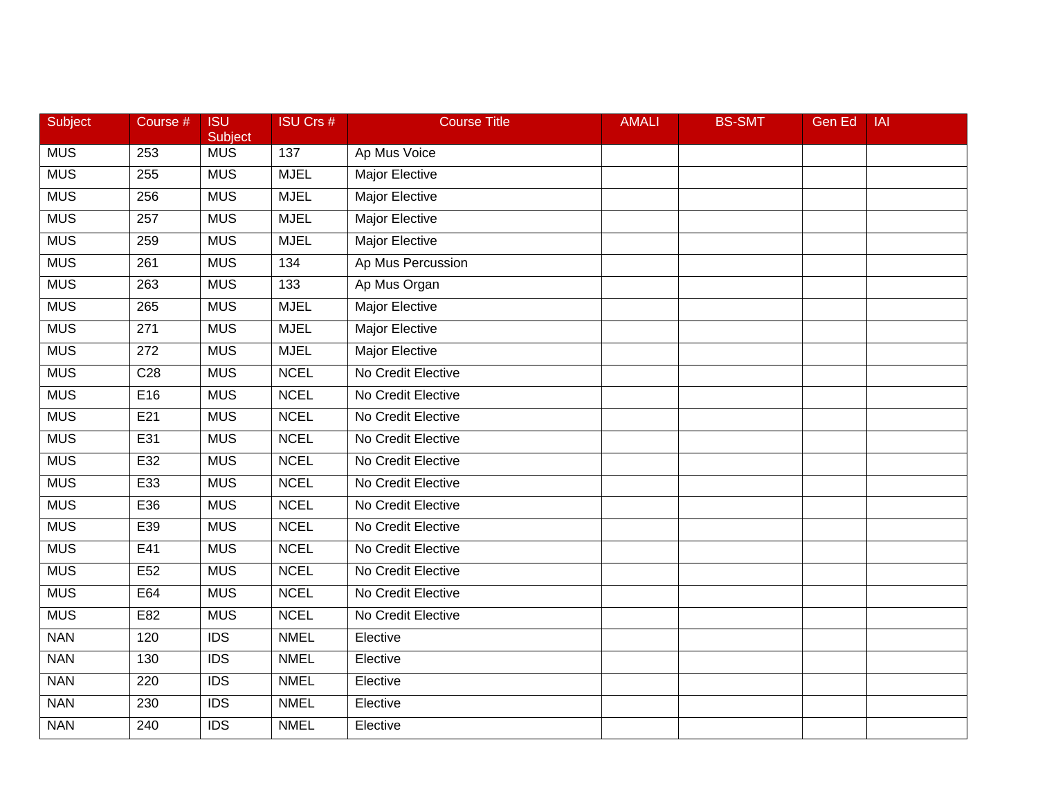| Subject | Course # | ISU Subject | ISU Crs # | Course Title | AMALI | BS-SMT | Gen Ed | IAI |
|---|---|---|---|---|---|---|---|---|
| MUS | 253 | MUS | 137 | Ap Mus Voice | | | | |
| MUS | 255 | MUS | MJEL | Major Elective | | | | |
| MUS | 256 | MUS | MJEL | Major Elective | | | | |
| MUS | 257 | MUS | MJEL | Major Elective | | | | |
| MUS | 259 | MUS | MJEL | Major Elective | | | | |
| MUS | 261 | MUS | 134 | Ap Mus Percussion | | | | |
| MUS | 263 | MUS | 133 | Ap Mus Organ | | | | |
| MUS | 265 | MUS | MJEL | Major Elective | | | | |
| MUS | 271 | MUS | MJEL | Major Elective | | | | |
| MUS | 272 | MUS | MJEL | Major Elective | | | | |
| MUS | C28 | MUS | NCEL | No Credit Elective | | | | |
| MUS | E16 | MUS | NCEL | No Credit Elective | | | | |
| MUS | E21 | MUS | NCEL | No Credit Elective | | | | |
| MUS | E31 | MUS | NCEL | No Credit Elective | | | | |
| MUS | E32 | MUS | NCEL | No Credit Elective | | | | |
| MUS | E33 | MUS | NCEL | No Credit Elective | | | | |
| MUS | E36 | MUS | NCEL | No Credit Elective | | | | |
| MUS | E39 | MUS | NCEL | No Credit Elective | | | | |
| MUS | E41 | MUS | NCEL | No Credit Elective | | | | |
| MUS | E52 | MUS | NCEL | No Credit Elective | | | | |
| MUS | E64 | MUS | NCEL | No Credit Elective | | | | |
| MUS | E82 | MUS | NCEL | No Credit Elective | | | | |
| NAN | 120 | IDS | NMEL | Elective | | | | |
| NAN | 130 | IDS | NMEL | Elective | | | | |
| NAN | 220 | IDS | NMEL | Elective | | | | |
| NAN | 230 | IDS | NMEL | Elective | | | | |
| NAN | 240 | IDS | NMEL | Elective | | | | |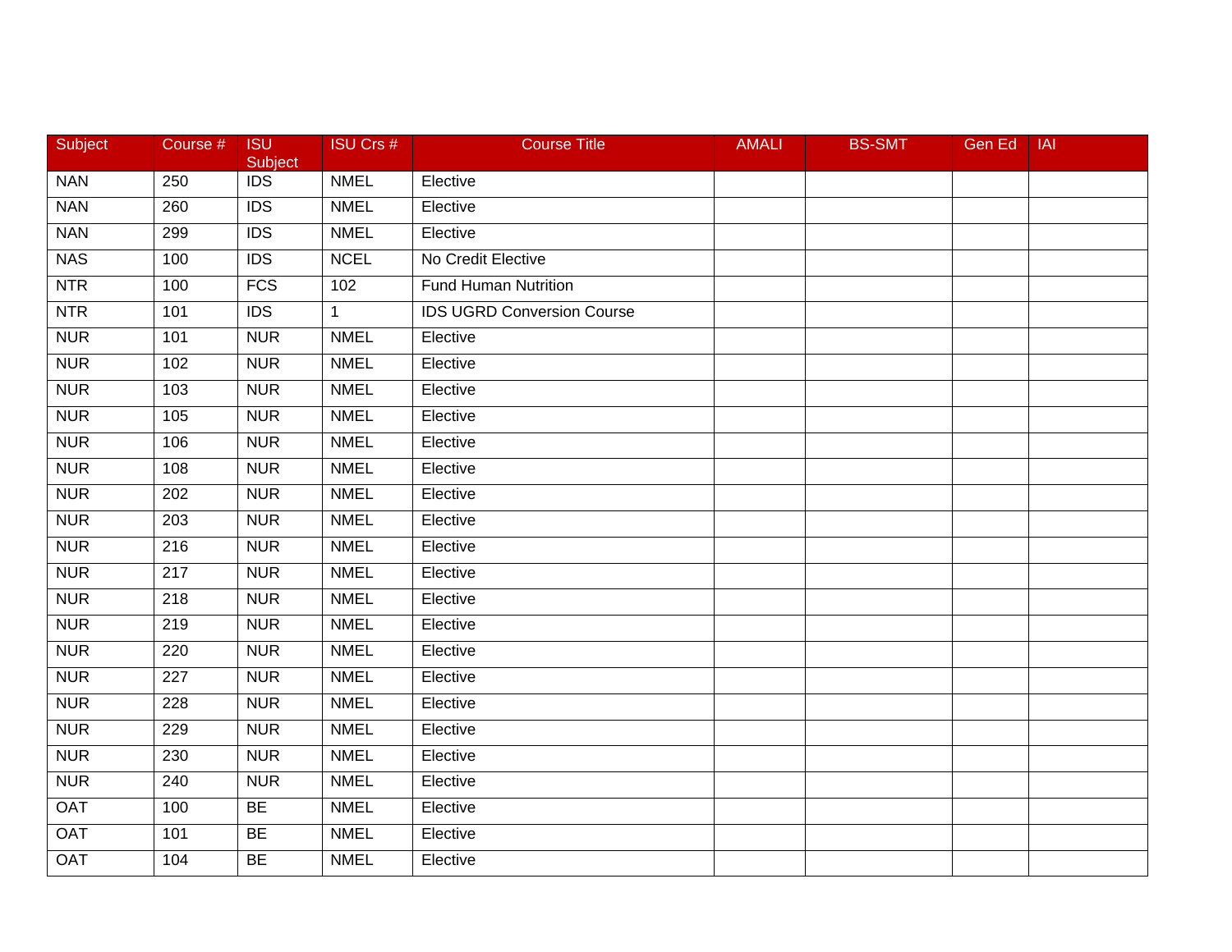| Subject | Course # | ISU Subject | ISU Crs # | Course Title | AMALI | BS-SMT | Gen Ed | IAI |
|---|---|---|---|---|---|---|---|---|
| NAN | 250 | IDS | NMEL | Elective | | | | |
| NAN | 260 | IDS | NMEL | Elective | | | | |
| NAN | 299 | IDS | NMEL | Elective | | | | |
| NAS | 100 | IDS | NCEL | No Credit Elective | | | | |
| NTR | 100 | FCS | 102 | Fund Human Nutrition | | | | |
| NTR | 101 | IDS | 1 | IDS UGRD Conversion Course | | | | |
| NUR | 101 | NUR | NMEL | Elective | | | | |
| NUR | 102 | NUR | NMEL | Elective | | | | |
| NUR | 103 | NUR | NMEL | Elective | | | | |
| NUR | 105 | NUR | NMEL | Elective | | | | |
| NUR | 106 | NUR | NMEL | Elective | | | | |
| NUR | 108 | NUR | NMEL | Elective | | | | |
| NUR | 202 | NUR | NMEL | Elective | | | | |
| NUR | 203 | NUR | NMEL | Elective | | | | |
| NUR | 216 | NUR | NMEL | Elective | | | | |
| NUR | 217 | NUR | NMEL | Elective | | | | |
| NUR | 218 | NUR | NMEL | Elective | | | | |
| NUR | 219 | NUR | NMEL | Elective | | | | |
| NUR | 220 | NUR | NMEL | Elective | | | | |
| NUR | 227 | NUR | NMEL | Elective | | | | |
| NUR | 228 | NUR | NMEL | Elective | | | | |
| NUR | 229 | NUR | NMEL | Elective | | | | |
| NUR | 230 | NUR | NMEL | Elective | | | | |
| NUR | 240 | NUR | NMEL | Elective | | | | |
| OAT | 100 | BE | NMEL | Elective | | | | |
| OAT | 101 | BE | NMEL | Elective | | | | |
| OAT | 104 | BE | NMEL | Elective | | | | |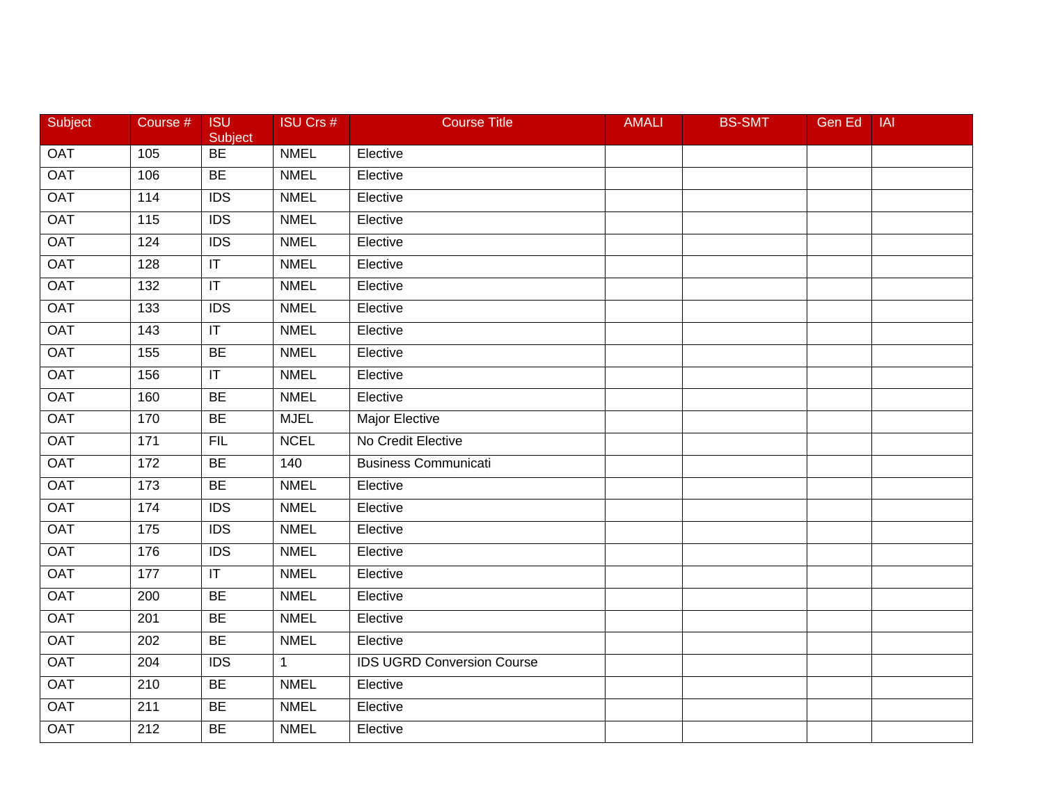| Subject | Course # | ISU Subject | ISU Crs # | Course Title | AMALI | BS-SMT | Gen Ed | IAI |
|---|---|---|---|---|---|---|---|---|
| OAT | 105 | BE | NMEL | Elective | | | | |
| OAT | 106 | BE | NMEL | Elective | | | | |
| OAT | 114 | IDS | NMEL | Elective | | | | |
| OAT | 115 | IDS | NMEL | Elective | | | | |
| OAT | 124 | IDS | NMEL | Elective | | | | |
| OAT | 128 | IT | NMEL | Elective | | | | |
| OAT | 132 | IT | NMEL | Elective | | | | |
| OAT | 133 | IDS | NMEL | Elective | | | | |
| OAT | 143 | IT | NMEL | Elective | | | | |
| OAT | 155 | BE | NMEL | Elective | | | | |
| OAT | 156 | IT | NMEL | Elective | | | | |
| OAT | 160 | BE | NMEL | Elective | | | | |
| OAT | 170 | BE | MJEL | Major Elective | | | | |
| OAT | 171 | FIL | NCEL | No Credit Elective | | | | |
| OAT | 172 | BE | 140 | Business Communicati | | | | |
| OAT | 173 | BE | NMEL | Elective | | | | |
| OAT | 174 | IDS | NMEL | Elective | | | | |
| OAT | 175 | IDS | NMEL | Elective | | | | |
| OAT | 176 | IDS | NMEL | Elective | | | | |
| OAT | 177 | IT | NMEL | Elective | | | | |
| OAT | 200 | BE | NMEL | Elective | | | | |
| OAT | 201 | BE | NMEL | Elective | | | | |
| OAT | 202 | BE | NMEL | Elective | | | | |
| OAT | 204 | IDS | 1 | IDS UGRD Conversion Course | | | | |
| OAT | 210 | BE | NMEL | Elective | | | | |
| OAT | 211 | BE | NMEL | Elective | | | | |
| OAT | 212 | BE | NMEL | Elective | | | | |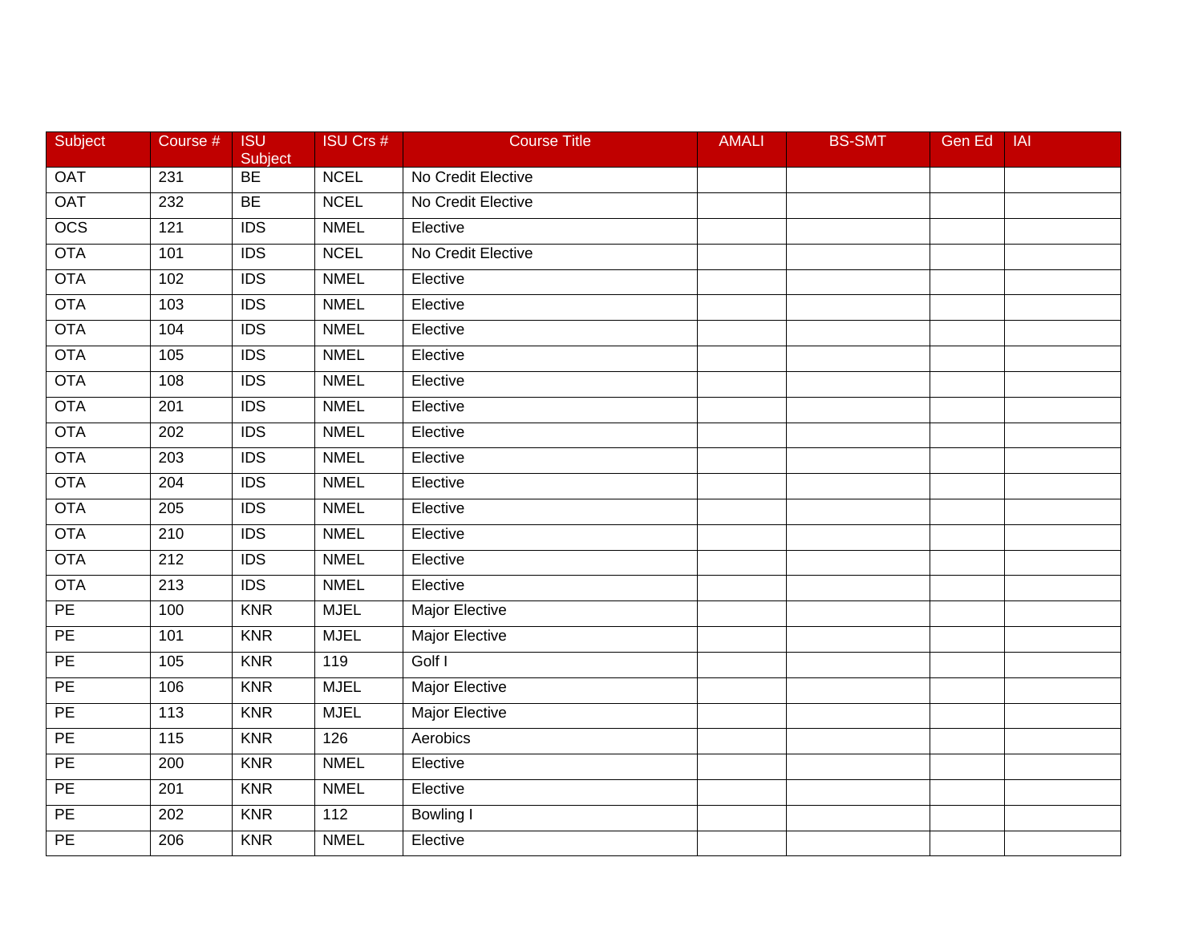| Subject | Course # | ISU Subject | ISU Crs # | Course Title | AMALI | BS-SMT | Gen Ed | IAI |
|---|---|---|---|---|---|---|---|---|
| OAT | 231 | BE | NCEL | No Credit Elective | | | | |
| OAT | 232 | BE | NCEL | No Credit Elective | | | | |
| OCS | 121 | IDS | NMEL | Elective | | | | |
| OTA | 101 | IDS | NCEL | No Credit Elective | | | | |
| OTA | 102 | IDS | NMEL | Elective | | | | |
| OTA | 103 | IDS | NMEL | Elective | | | | |
| OTA | 104 | IDS | NMEL | Elective | | | | |
| OTA | 105 | IDS | NMEL | Elective | | | | |
| OTA | 108 | IDS | NMEL | Elective | | | | |
| OTA | 201 | IDS | NMEL | Elective | | | | |
| OTA | 202 | IDS | NMEL | Elective | | | | |
| OTA | 203 | IDS | NMEL | Elective | | | | |
| OTA | 204 | IDS | NMEL | Elective | | | | |
| OTA | 205 | IDS | NMEL | Elective | | | | |
| OTA | 210 | IDS | NMEL | Elective | | | | |
| OTA | 212 | IDS | NMEL | Elective | | | | |
| OTA | 213 | IDS | NMEL | Elective | | | | |
| PE | 100 | KNR | MJEL | Major Elective | | | | |
| PE | 101 | KNR | MJEL | Major Elective | | | | |
| PE | 105 | KNR | 119 | Golf I | | | | |
| PE | 106 | KNR | MJEL | Major Elective | | | | |
| PE | 113 | KNR | MJEL | Major Elective | | | | |
| PE | 115 | KNR | 126 | Aerobics | | | | |
| PE | 200 | KNR | NMEL | Elective | | | | |
| PE | 201 | KNR | NMEL | Elective | | | | |
| PE | 202 | KNR | 112 | Bowling I | | | | |
| PE | 206 | KNR | NMEL | Elective | | | | |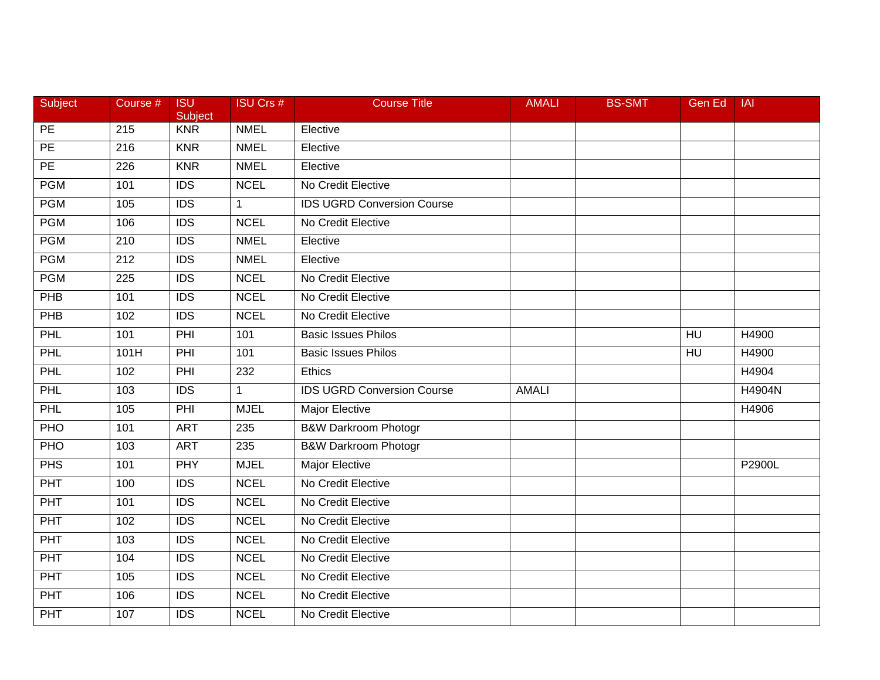| Subject | Course # | ISU Subject | ISU Crs # | Course Title | AMALI | BS-SMT | Gen Ed | IAI |
|---|---|---|---|---|---|---|---|---|
| PE | 215 | KNR | NMEL | Elective | | | | |
| PE | 216 | KNR | NMEL | Elective | | | | |
| PE | 226 | KNR | NMEL | Elective | | | | |
| PGM | 101 | IDS | NCEL | No Credit Elective | | | | |
| PGM | 105 | IDS | 1 | IDS UGRD Conversion Course | | | | |
| PGM | 106 | IDS | NCEL | No Credit Elective | | | | |
| PGM | 210 | IDS | NMEL | Elective | | | | |
| PGM | 212 | IDS | NMEL | Elective | | | | |
| PGM | 225 | IDS | NCEL | No Credit Elective | | | | |
| PHB | 101 | IDS | NCEL | No Credit Elective | | | | |
| PHB | 102 | IDS | NCEL | No Credit Elective | | | | |
| PHL | 101 | PHI | 101 | Basic Issues Philos | | | HU | H4900 |
| PHL | 101H | PHI | 101 | Basic Issues Philos | | | HU | H4900 |
| PHL | 102 | PHI | 232 | Ethics | | | | H4904 |
| PHL | 103 | IDS | 1 | IDS UGRD Conversion Course | AMALI | | | H4904N |
| PHL | 105 | PHI | MJEL | Major Elective | | | | H4906 |
| PHO | 101 | ART | 235 | B&W Darkroom Photogr | | | | |
| PHO | 103 | ART | 235 | B&W Darkroom Photogr | | | | |
| PHS | 101 | PHY | MJEL | Major Elective | | | | P2900L |
| PHT | 100 | IDS | NCEL | No Credit Elective | | | | |
| PHT | 101 | IDS | NCEL | No Credit Elective | | | | |
| PHT | 102 | IDS | NCEL | No Credit Elective | | | | |
| PHT | 103 | IDS | NCEL | No Credit Elective | | | | |
| PHT | 104 | IDS | NCEL | No Credit Elective | | | | |
| PHT | 105 | IDS | NCEL | No Credit Elective | | | | |
| PHT | 106 | IDS | NCEL | No Credit Elective | | | | |
| PHT | 107 | IDS | NCEL | No Credit Elective | | | | |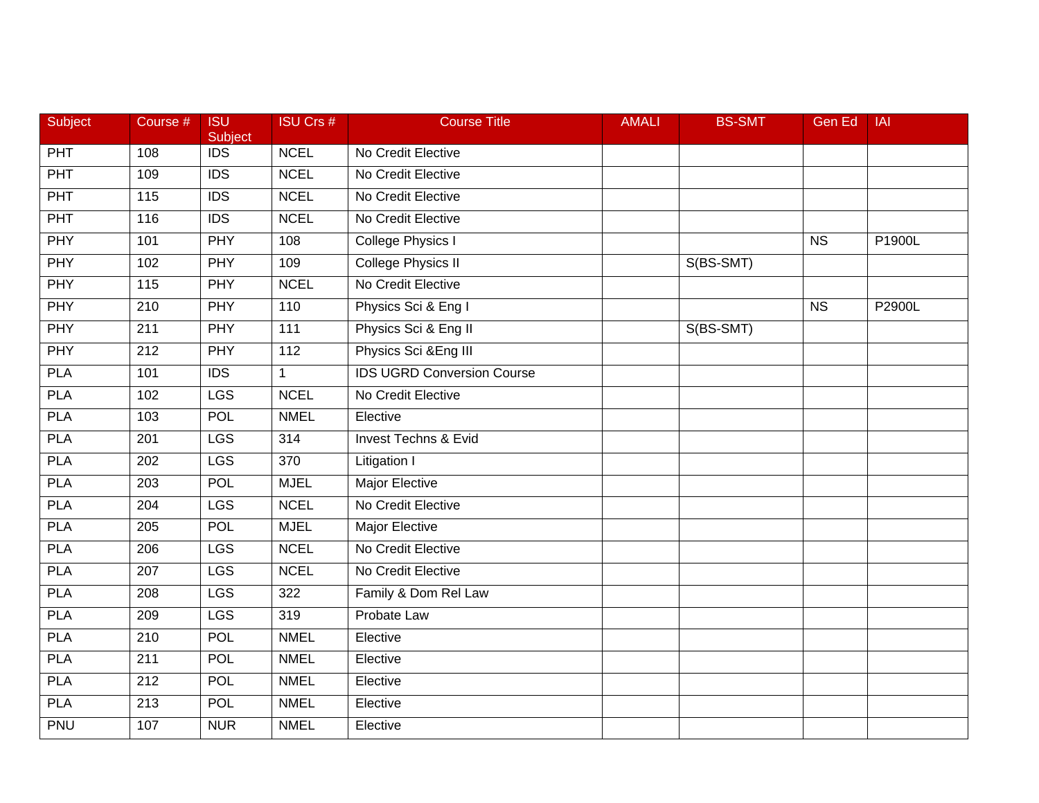| Subject | Course # | ISU Subject | ISU Crs # | Course Title | AMALI | BS-SMT | Gen Ed | IAI |
|---|---|---|---|---|---|---|---|---|
| PHT | 108 | IDS | NCEL | No Credit Elective | | | | |
| PHT | 109 | IDS | NCEL | No Credit Elective | | | | |
| PHT | 115 | IDS | NCEL | No Credit Elective | | | | |
| PHT | 116 | IDS | NCEL | No Credit Elective | | | | |
| PHY | 101 | PHY | 108 | College Physics I | | | NS | P1900L |
| PHY | 102 | PHY | 109 | College Physics II | | S(BS-SMT) | | |
| PHY | 115 | PHY | NCEL | No Credit Elective | | | | |
| PHY | 210 | PHY | 110 | Physics Sci & Eng I | | | NS | P2900L |
| PHY | 211 | PHY | 111 | Physics Sci & Eng II | | S(BS-SMT) | | |
| PHY | 212 | PHY | 112 | Physics Sci &Eng III | | | | |
| PLA | 101 | IDS | 1 | IDS UGRD Conversion Course | | | | |
| PLA | 102 | LGS | NCEL | No Credit Elective | | | | |
| PLA | 103 | POL | NMEL | Elective | | | | |
| PLA | 201 | LGS | 314 | Invest Techns & Evid | | | | |
| PLA | 202 | LGS | 370 | Litigation I | | | | |
| PLA | 203 | POL | MJEL | Major Elective | | | | |
| PLA | 204 | LGS | NCEL | No Credit Elective | | | | |
| PLA | 205 | POL | MJEL | Major Elective | | | | |
| PLA | 206 | LGS | NCEL | No Credit Elective | | | | |
| PLA | 207 | LGS | NCEL | No Credit Elective | | | | |
| PLA | 208 | LGS | 322 | Family & Dom Rel Law | | | | |
| PLA | 209 | LGS | 319 | Probate Law | | | | |
| PLA | 210 | POL | NMEL | Elective | | | | |
| PLA | 211 | POL | NMEL | Elective | | | | |
| PLA | 212 | POL | NMEL | Elective | | | | |
| PLA | 213 | POL | NMEL | Elective | | | | |
| PNU | 107 | NUR | NMEL | Elective | | | | |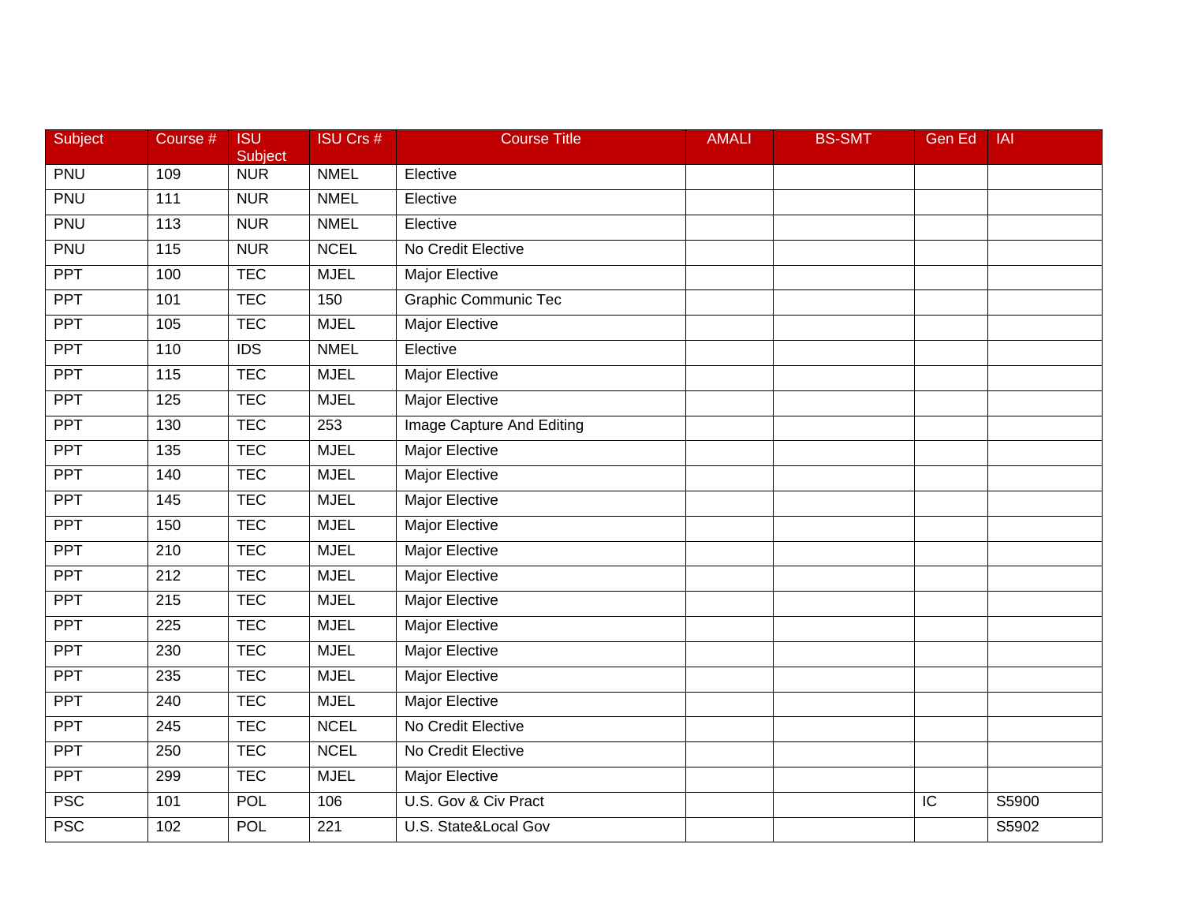| Subject | Course # | ISU Subject | ISU Crs # | Course Title | AMALI | BS-SMT | Gen Ed | IAI |
|---|---|---|---|---|---|---|---|---|
| PNU | 109 | NUR | NMEL | Elective | | | | |
| PNU | 111 | NUR | NMEL | Elective | | | | |
| PNU | 113 | NUR | NMEL | Elective | | | | |
| PNU | 115 | NUR | NCEL | No Credit Elective | | | | |
| PPT | 100 | TEC | MJEL | Major Elective | | | | |
| PPT | 101 | TEC | 150 | Graphic Communic Tec | | | | |
| PPT | 105 | TEC | MJEL | Major Elective | | | | |
| PPT | 110 | IDS | NMEL | Elective | | | | |
| PPT | 115 | TEC | MJEL | Major Elective | | | | |
| PPT | 125 | TEC | MJEL | Major Elective | | | | |
| PPT | 130 | TEC | 253 | Image Capture And Editing | | | | |
| PPT | 135 | TEC | MJEL | Major Elective | | | | |
| PPT | 140 | TEC | MJEL | Major Elective | | | | |
| PPT | 145 | TEC | MJEL | Major Elective | | | | |
| PPT | 150 | TEC | MJEL | Major Elective | | | | |
| PPT | 210 | TEC | MJEL | Major Elective | | | | |
| PPT | 212 | TEC | MJEL | Major Elective | | | | |
| PPT | 215 | TEC | MJEL | Major Elective | | | | |
| PPT | 225 | TEC | MJEL | Major Elective | | | | |
| PPT | 230 | TEC | MJEL | Major Elective | | | | |
| PPT | 235 | TEC | MJEL | Major Elective | | | | |
| PPT | 240 | TEC | MJEL | Major Elective | | | | |
| PPT | 245 | TEC | NCEL | No Credit Elective | | | | |
| PPT | 250 | TEC | NCEL | No Credit Elective | | | | |
| PPT | 299 | TEC | MJEL | Major Elective | | | | |
| PSC | 101 | POL | 106 | U.S. Gov & Civ Pract | | | IC | S5900 |
| PSC | 102 | POL | 221 | U.S. State&Local Gov | | | | S5902 |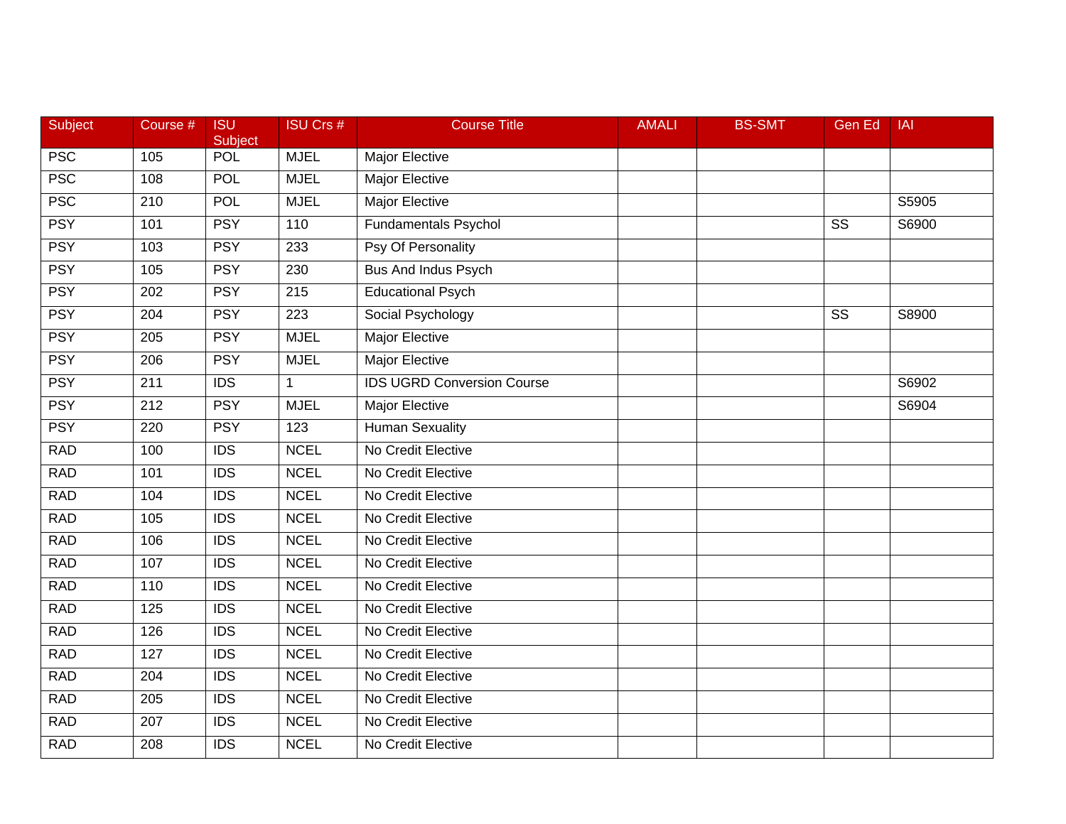| Subject | Course # | ISU Subject | ISU Crs # | Course Title | AMALI | BS-SMT | Gen Ed | IAI |
|---|---|---|---|---|---|---|---|---|
| PSC | 105 | POL | MJEL | Major Elective | | | | |
| PSC | 108 | POL | MJEL | Major Elective | | | | |
| PSC | 210 | POL | MJEL | Major Elective | | | | S5905 |
| PSY | 101 | PSY | 110 | Fundamentals Psychol | | | SS | S6900 |
| PSY | 103 | PSY | 233 | Psy Of Personality | | | | |
| PSY | 105 | PSY | 230 | Bus And Indus Psych | | | | |
| PSY | 202 | PSY | 215 | Educational Psych | | | | |
| PSY | 204 | PSY | 223 | Social Psychology | | | SS | S8900 |
| PSY | 205 | PSY | MJEL | Major Elective | | | | |
| PSY | 206 | PSY | MJEL | Major Elective | | | | |
| PSY | 211 | IDS | 1 | IDS UGRD Conversion Course | | | | S6902 |
| PSY | 212 | PSY | MJEL | Major Elective | | | | S6904 |
| PSY | 220 | PSY | 123 | Human Sexuality | | | | |
| RAD | 100 | IDS | NCEL | No Credit Elective | | | | |
| RAD | 101 | IDS | NCEL | No Credit Elective | | | | |
| RAD | 104 | IDS | NCEL | No Credit Elective | | | | |
| RAD | 105 | IDS | NCEL | No Credit Elective | | | | |
| RAD | 106 | IDS | NCEL | No Credit Elective | | | | |
| RAD | 107 | IDS | NCEL | No Credit Elective | | | | |
| RAD | 110 | IDS | NCEL | No Credit Elective | | | | |
| RAD | 125 | IDS | NCEL | No Credit Elective | | | | |
| RAD | 126 | IDS | NCEL | No Credit Elective | | | | |
| RAD | 127 | IDS | NCEL | No Credit Elective | | | | |
| RAD | 204 | IDS | NCEL | No Credit Elective | | | | |
| RAD | 205 | IDS | NCEL | No Credit Elective | | | | |
| RAD | 207 | IDS | NCEL | No Credit Elective | | | | |
| RAD | 208 | IDS | NCEL | No Credit Elective | | | | |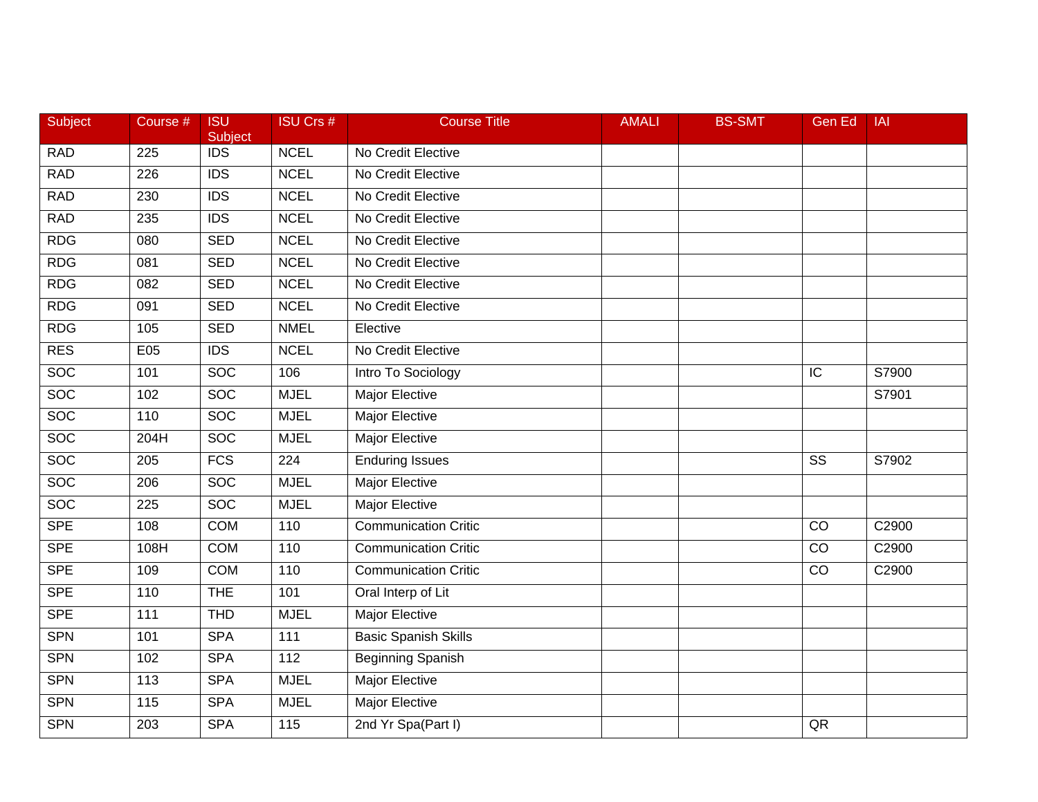| Subject | Course # | ISU Subject | ISU Crs # | Course Title | AMALI | BS-SMT | Gen Ed | IAI |
|---|---|---|---|---|---|---|---|---|
| RAD | 225 | IDS | NCEL | No Credit Elective | | | | |
| RAD | 226 | IDS | NCEL | No Credit Elective | | | | |
| RAD | 230 | IDS | NCEL | No Credit Elective | | | | |
| RAD | 235 | IDS | NCEL | No Credit Elective | | | | |
| RDG | 080 | SED | NCEL | No Credit Elective | | | | |
| RDG | 081 | SED | NCEL | No Credit Elective | | | | |
| RDG | 082 | SED | NCEL | No Credit Elective | | | | |
| RDG | 091 | SED | NCEL | No Credit Elective | | | | |
| RDG | 105 | SED | NMEL | Elective | | | | |
| RES | E05 | IDS | NCEL | No Credit Elective | | | | |
| SOC | 101 | SOC | 106 | Intro To Sociology | | | IC | S7900 |
| SOC | 102 | SOC | MJEL | Major Elective | | | | S7901 |
| SOC | 110 | SOC | MJEL | Major Elective | | | | |
| SOC | 204H | SOC | MJEL | Major Elective | | | | |
| SOC | 205 | FCS | 224 | Enduring Issues | | | SS | S7902 |
| SOC | 206 | SOC | MJEL | Major Elective | | | | |
| SOC | 225 | SOC | MJEL | Major Elective | | | | |
| SPE | 108 | COM | 110 | Communication Critic | | | CO | C2900 |
| SPE | 108H | COM | 110 | Communication Critic | | | CO | C2900 |
| SPE | 109 | COM | 110 | Communication Critic | | | CO | C2900 |
| SPE | 110 | THE | 101 | Oral Interp of Lit | | | | |
| SPE | 111 | THD | MJEL | Major Elective | | | | |
| SPN | 101 | SPA | 111 | Basic Spanish Skills | | | | |
| SPN | 102 | SPA | 112 | Beginning Spanish | | | | |
| SPN | 113 | SPA | MJEL | Major Elective | | | | |
| SPN | 115 | SPA | MJEL | Major Elective | | | | |
| SPN | 203 | SPA | 115 | 2nd Yr Spa(Part I) | | | QR | |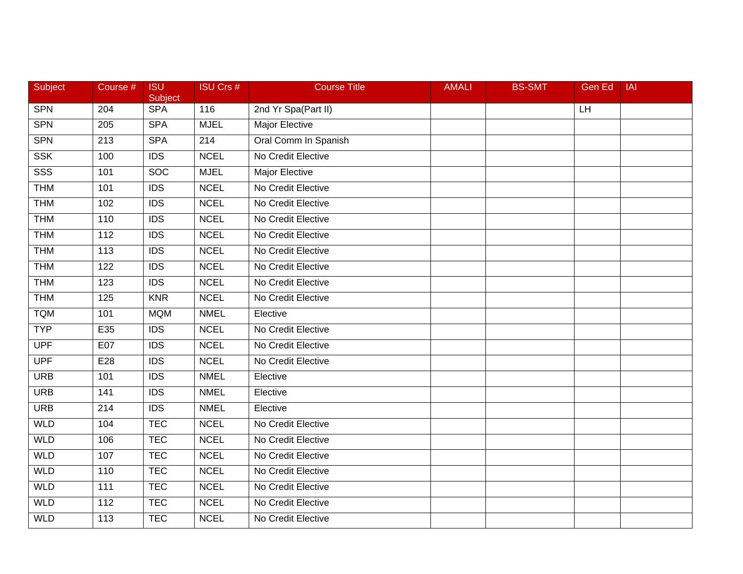| Subject | Course # | ISU Subject | ISU Crs # | Course Title | AMALI | BS-SMT | Gen Ed | IAI |
|---|---|---|---|---|---|---|---|---|
| SPN | 204 | SPA | 116 | 2nd Yr Spa(Part II) | | | LH | |
| SPN | 205 | SPA | MJEL | Major Elective | | | | |
| SPN | 213 | SPA | 214 | Oral Comm In Spanish | | | | |
| SSK | 100 | IDS | NCEL | No Credit Elective | | | | |
| SSS | 101 | SOC | MJEL | Major Elective | | | | |
| THM | 101 | IDS | NCEL | No Credit Elective | | | | |
| THM | 102 | IDS | NCEL | No Credit Elective | | | | |
| THM | 110 | IDS | NCEL | No Credit Elective | | | | |
| THM | 112 | IDS | NCEL | No Credit Elective | | | | |
| THM | 113 | IDS | NCEL | No Credit Elective | | | | |
| THM | 122 | IDS | NCEL | No Credit Elective | | | | |
| THM | 123 | IDS | NCEL | No Credit Elective | | | | |
| THM | 125 | KNR | NCEL | No Credit Elective | | | | |
| TQM | 101 | MQM | NMEL | Elective | | | | |
| TYP | E35 | IDS | NCEL | No Credit Elective | | | | |
| UPF | E07 | IDS | NCEL | No Credit Elective | | | | |
| UPF | E28 | IDS | NCEL | No Credit Elective | | | | |
| URB | 101 | IDS | NMEL | Elective | | | | |
| URB | 141 | IDS | NMEL | Elective | | | | |
| URB | 214 | IDS | NMEL | Elective | | | | |
| WLD | 104 | TEC | NCEL | No Credit Elective | | | | |
| WLD | 106 | TEC | NCEL | No Credit Elective | | | | |
| WLD | 107 | TEC | NCEL | No Credit Elective | | | | |
| WLD | 110 | TEC | NCEL | No Credit Elective | | | | |
| WLD | 111 | TEC | NCEL | No Credit Elective | | | | |
| WLD | 112 | TEC | NCEL | No Credit Elective | | | | |
| WLD | 113 | TEC | NCEL | No Credit Elective | | | | |